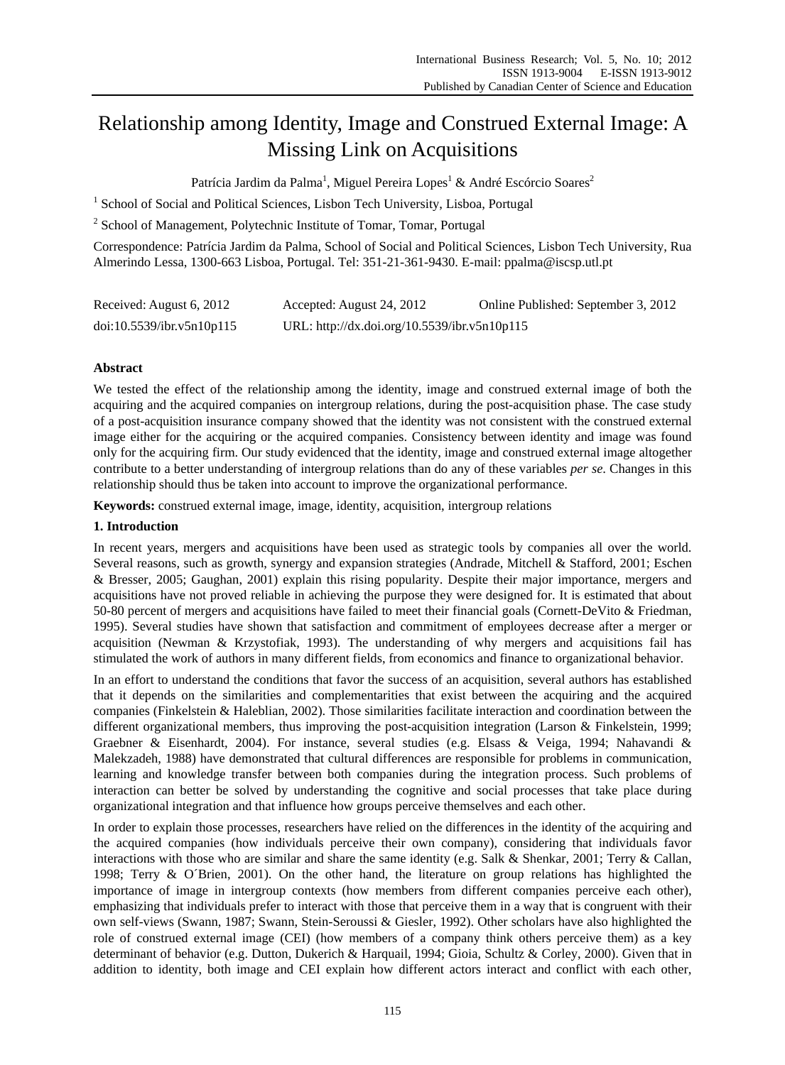# Relationship among Identity, Image and Construed External Image: A Missing Link on Acquisitions

Patrícia Jardim da Palma[1], Miguel Pereira Lopes[1] & André Escórcio Soares[2]

[1] School of Social and Political Sciences, Lisbon Tech University, Lisboa, Portugal

[2] School of Management, Polytechnic Institute of Tomar, Tomar, Portugal

Correspondence: Patrícia Jardim da Palma, School of Social and Political Sciences, Lisbon Tech University, Rua Almerindo Lessa, 1300-663 Lisboa, Portugal. Tel: 351-21-361-9430. E-mail: ppalma@iscsp.utl.pt

Received: August 6, 2012 Accepted: August 24, 2012 Online Published: September 3, 2012

doi:10.5539/ibr.v5n10p115 URL: http://dx.doi.org/10.5539/ibr.v5n10p115

**Abstract**

We tested the effect of the relationship among the identity, image and construed external image of both the acquiring and the acquired companies on intergroup relations, during the post-acquisition phase. The case study of a post-acquisition insurance company showed that the identity was not consistent with the construed external image either for the acquiring or the acquired companies. Consistency between identity and image was found only for the acquiring firm. Our study evidenced that the identity, image and construed external image altogether contribute to a better understanding of intergroup relations than do any of these variables *per se*. Changes in this relationship should thus be taken into account to improve the organizational performance.

**Keywords:** construed external image, image, identity, acquisition, intergroup relations

## 1. Introduction

In recent years, mergers and acquisitions have been used as strategic tools by companies all over the world. Several reasons, such as growth, synergy and expansion strategies (Andrade, Mitchell & Stafford, 2001; Eschen & Bresser, 2005; Gaughan, 2001) explain this rising popularity. Despite their major importance, mergers and acquisitions have not proved reliable in achieving the purpose they were designed for. It is estimated that about 50-80 percent of mergers and acquisitions have failed to meet their financial goals (Cornett-DeVito & Friedman, 1995). Several studies have shown that satisfaction and commitment of employees decrease after a merger or acquisition (Newman & Krzystofiak, 1993). The understanding of why mergers and acquisitions fail has stimulated the work of authors in many different fields, from economics and finance to organizational behavior.

In an effort to understand the conditions that favor the success of an acquisition, several authors has established that it depends on the similarities and complementarities that exist between the acquiring and the acquired companies (Finkelstein & Haleblian, 2002). Those similarities facilitate interaction and coordination between the different organizational members, thus improving the post-acquisition integration (Larson & Finkelstein, 1999; Graebner & Eisenhardt, 2004). For instance, several studies (e.g. Elsass & Veiga, 1994; Nahavandi & Malekzadeh, 1988) have demonstrated that cultural differences are responsible for problems in communication, learning and knowledge transfer between both companies during the integration process. Such problems of interaction can better be solved by understanding the cognitive and social processes that take place during organizational integration and that influence how groups perceive themselves and each other.

In order to explain those processes, researchers have relied on the differences in the identity of the acquiring and the acquired companies (how individuals perceive their own company), considering that individuals favor interactions with those who are similar and share the same identity (e.g. Salk & Shenkar, 2001; Terry & Callan, 1998; Terry & O´Brien, 2001). On the other hand, the literature on group relations has highlighted the importance of image in intergroup contexts (how members from different companies perceive each other), emphasizing that individuals prefer to interact with those that perceive them in a way that is congruent with their own self-views (Swann, 1987; Swann, Stein-Seroussi & Giesler, 1992). Other scholars have also highlighted the role of construed external image (CEI) (how members of a company think others perceive them) as a key determinant of behavior (e.g. Dutton, Dukerich & Harquail, 1994; Gioia, Schultz & Corley, 2000). Given that in addition to identity, both image and CEI explain how different actors interact and conflict with each other,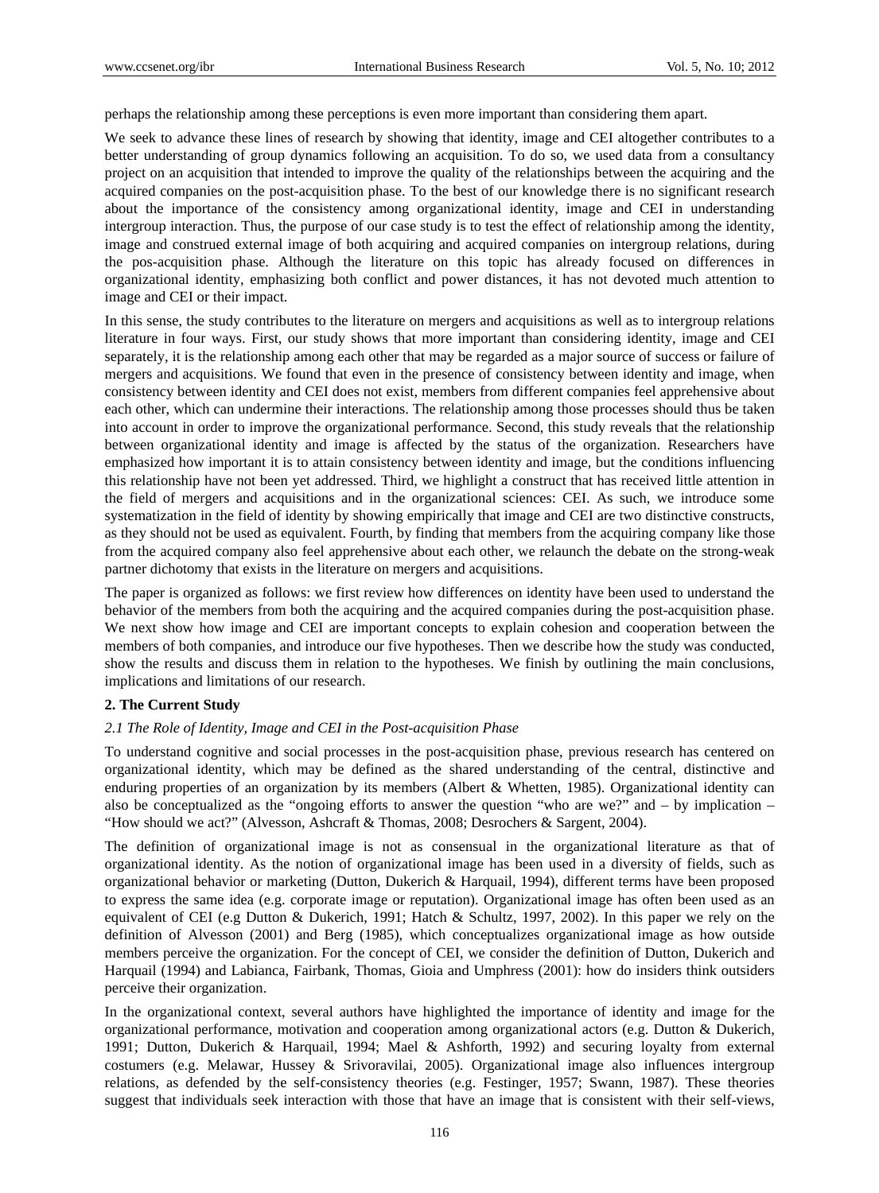perhaps the relationship among these perceptions is even more important than considering them apart.

We seek to advance these lines of research by showing that identity, image and CEI altogether contributes to a better understanding of group dynamics following an acquisition. To do so, we used data from a consultancy project on an acquisition that intended to improve the quality of the relationships between the acquiring and the acquired companies on the post-acquisition phase. To the best of our knowledge there is no significant research about the importance of the consistency among organizational identity, image and CEI in understanding intergroup interaction. Thus, the purpose of our case study is to test the effect of relationship among the identity, image and construed external image of both acquiring and acquired companies on intergroup relations, during the pos-acquisition phase. Although the literature on this topic has already focused on differences in organizational identity, emphasizing both conflict and power distances, it has not devoted much attention to image and CEI or their impact.

In this sense, the study contributes to the literature on mergers and acquisitions as well as to intergroup relations literature in four ways. First, our study shows that more important than considering identity, image and CEI separately, it is the relationship among each other that may be regarded as a major source of success or failure of mergers and acquisitions. We found that even in the presence of consistency between identity and image, when consistency between identity and CEI does not exist, members from different companies feel apprehensive about each other, which can undermine their interactions. The relationship among those processes should thus be taken into account in order to improve the organizational performance. Second, this study reveals that the relationship between organizational identity and image is affected by the status of the organization. Researchers have emphasized how important it is to attain consistency between identity and image, but the conditions influencing this relationship have not been yet addressed. Third, we highlight a construct that has received little attention in the field of mergers and acquisitions and in the organizational sciences: CEI. As such, we introduce some systematization in the field of identity by showing empirically that image and CEI are two distinctive constructs, as they should not be used as equivalent. Fourth, by finding that members from the acquiring company like those from the acquired company also feel apprehensive about each other, we relaunch the debate on the strong-weak partner dichotomy that exists in the literature on mergers and acquisitions.

The paper is organized as follows: we first review how differences on identity have been used to understand the behavior of the members from both the acquiring and the acquired companies during the post-acquisition phase. We next show how image and CEI are important concepts to explain cohesion and cooperation between the members of both companies, and introduce our five hypotheses. Then we describe how the study was conducted, show the results and discuss them in relation to the hypotheses. We finish by outlining the main conclusions, implications and limitations of our research.

## 2. The Current Study

### *2.1 The Role of Identity, Image and CEI in the Post-acquisition Phase*

To understand cognitive and social processes in the post-acquisition phase, previous research has centered on organizational identity, which may be defined as the shared understanding of the central, distinctive and enduring properties of an organization by its members (Albert & Whetten, 1985). Organizational identity can also be conceptualized as the "ongoing efforts to answer the question "who are we?" and – by implication – "How should we act?" (Alvesson, Ashcraft & Thomas, 2008; Desrochers & Sargent, 2004).

The definition of organizational image is not as consensual in the organizational literature as that of organizational identity. As the notion of organizational image has been used in a diversity of fields, such as organizational behavior or marketing (Dutton, Dukerich & Harquail, 1994), different terms have been proposed to express the same idea (e.g. corporate image or reputation). Organizational image has often been used as an equivalent of CEI (e.g Dutton & Dukerich, 1991; Hatch & Schultz, 1997, 2002). In this paper we rely on the definition of Alvesson (2001) and Berg (1985), which conceptualizes organizational image as how outside members perceive the organization. For the concept of CEI, we consider the definition of Dutton, Dukerich and Harquail (1994) and Labianca, Fairbank, Thomas, Gioia and Umphress (2001): how do insiders think outsiders perceive their organization.

In the organizational context, several authors have highlighted the importance of identity and image for the organizational performance, motivation and cooperation among organizational actors (e.g. Dutton & Dukerich, 1991; Dutton, Dukerich & Harquail, 1994; Mael & Ashforth, 1992) and securing loyalty from external costumers (e.g. Melawar, Hussey & Srivoravilai, 2005). Organizational image also influences intergroup relations, as defended by the self-consistency theories (e.g. Festinger, 1957; Swann, 1987). These theories suggest that individuals seek interaction with those that have an image that is consistent with their self-views,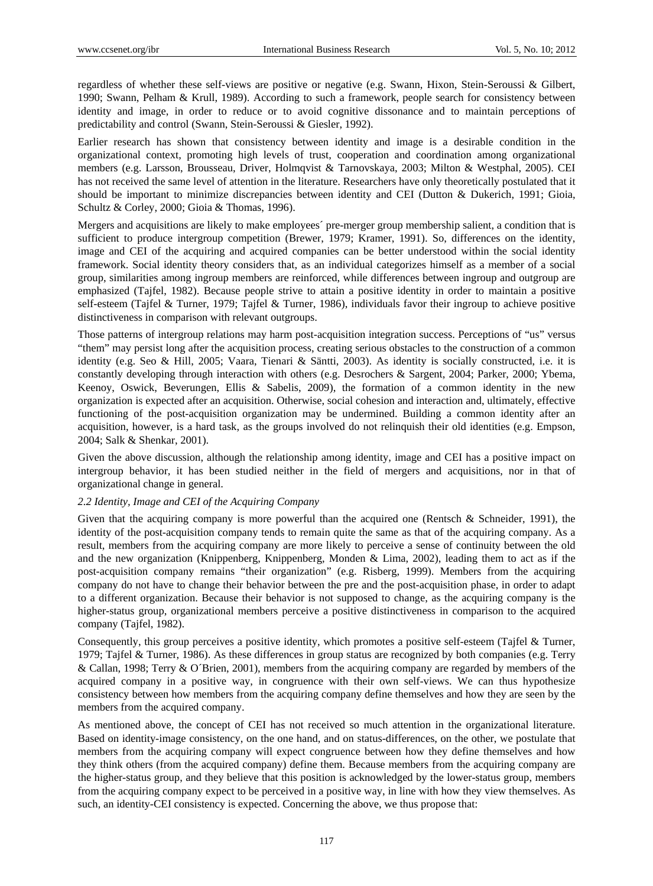regardless of whether these self-views are positive or negative (e.g. Swann, Hixon, Stein-Seroussi & Gilbert, 1990; Swann, Pelham & Krull, 1989). According to such a framework, people search for consistency between identity and image, in order to reduce or to avoid cognitive dissonance and to maintain perceptions of predictability and control (Swann, Stein-Seroussi & Giesler, 1992).

Earlier research has shown that consistency between identity and image is a desirable condition in the organizational context, promoting high levels of trust, cooperation and coordination among organizational members (e.g. Larsson, Brousseau, Driver, Holmqvist & Tarnovskaya, 2003; Milton & Westphal, 2005). CEI has not received the same level of attention in the literature. Researchers have only theoretically postulated that it should be important to minimize discrepancies between identity and CEI (Dutton & Dukerich, 1991; Gioia, Schultz & Corley, 2000; Gioia & Thomas, 1996).

Mergers and acquisitions are likely to make employees´ pre-merger group membership salient, a condition that is sufficient to produce intergroup competition (Brewer, 1979; Kramer, 1991). So, differences on the identity, image and CEI of the acquiring and acquired companies can be better understood within the social identity framework. Social identity theory considers that, as an individual categorizes himself as a member of a social group, similarities among ingroup members are reinforced, while differences between ingroup and outgroup are emphasized (Tajfel, 1982). Because people strive to attain a positive identity in order to maintain a positive self-esteem (Tajfel & Turner, 1979; Tajfel & Turner, 1986), individuals favor their ingroup to achieve positive distinctiveness in comparison with relevant outgroups.

Those patterns of intergroup relations may harm post-acquisition integration success. Perceptions of "us" versus "them" may persist long after the acquisition process, creating serious obstacles to the construction of a common identity (e.g. Seo & Hill, 2005; Vaara, Tienari & Säntti, 2003). As identity is socially constructed, i.e. it is constantly developing through interaction with others (e.g. Desrochers & Sargent, 2004; Parker, 2000; Ybema, Keenoy, Oswick, Beverungen, Ellis & Sabelis, 2009), the formation of a common identity in the new organization is expected after an acquisition. Otherwise, social cohesion and interaction and, ultimately, effective functioning of the post-acquisition organization may be undermined. Building a common identity after an acquisition, however, is a hard task, as the groups involved do not relinquish their old identities (e.g. Empson, 2004; Salk & Shenkar, 2001).

Given the above discussion, although the relationship among identity, image and CEI has a positive impact on intergroup behavior, it has been studied neither in the field of mergers and acquisitions, nor in that of organizational change in general.

### *2.2 Identity, Image and CEI of the Acquiring Company*

Given that the acquiring company is more powerful than the acquired one (Rentsch & Schneider, 1991), the identity of the post-acquisition company tends to remain quite the same as that of the acquiring company. As a result, members from the acquiring company are more likely to perceive a sense of continuity between the old and the new organization (Knippenberg, Knippenberg, Monden & Lima, 2002), leading them to act as if the post-acquisition company remains "their organization" (e.g. Risberg, 1999). Members from the acquiring company do not have to change their behavior between the pre and the post-acquisition phase, in order to adapt to a different organization. Because their behavior is not supposed to change, as the acquiring company is the higher-status group, organizational members perceive a positive distinctiveness in comparison to the acquired company (Tajfel, 1982).

Consequently, this group perceives a positive identity, which promotes a positive self-esteem (Tajfel & Turner, 1979; Tajfel & Turner, 1986). As these differences in group status are recognized by both companies (e.g. Terry & Callan, 1998; Terry & O´Brien, 2001), members from the acquiring company are regarded by members of the acquired company in a positive way, in congruence with their own self-views. We can thus hypothesize consistency between how members from the acquiring company define themselves and how they are seen by the members from the acquired company.

As mentioned above, the concept of CEI has not received so much attention in the organizational literature. Based on identity-image consistency, on the one hand, and on status-differences, on the other, we postulate that members from the acquiring company will expect congruence between how they define themselves and how they think others (from the acquired company) define them. Because members from the acquiring company are the higher-status group, and they believe that this position is acknowledged by the lower-status group, members from the acquiring company expect to be perceived in a positive way, in line with how they view themselves. As such, an identity-CEI consistency is expected. Concerning the above, we thus propose that: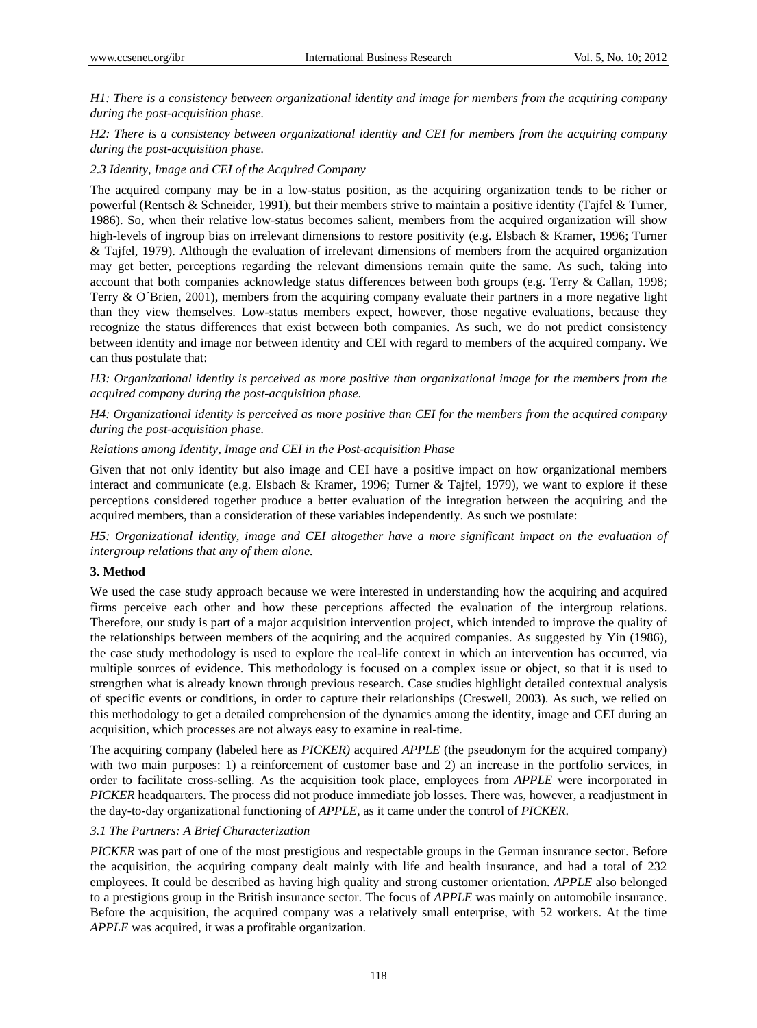*H1: There is a consistency between organizational identity and image for members from the acquiring company during the post-acquisition phase.*

*H2: There is a consistency between organizational identity and CEI for members from the acquiring company during the post-acquisition phase.*

### *2.3 Identity, Image and CEI of the Acquired Company*

The acquired company may be in a low-status position, as the acquiring organization tends to be richer or powerful (Rentsch & Schneider, 1991), but their members strive to maintain a positive identity (Tajfel & Turner, 1986). So, when their relative low-status becomes salient, members from the acquired organization will show high-levels of ingroup bias on irrelevant dimensions to restore positivity (e.g. Elsbach & Kramer, 1996; Turner & Tajfel, 1979). Although the evaluation of irrelevant dimensions of members from the acquired organization may get better, perceptions regarding the relevant dimensions remain quite the same. As such, taking into account that both companies acknowledge status differences between both groups (e.g. Terry & Callan, 1998; Terry & O´Brien, 2001), members from the acquiring company evaluate their partners in a more negative light than they view themselves. Low-status members expect, however, those negative evaluations, because they recognize the status differences that exist between both companies. As such, we do not predict consistency between identity and image nor between identity and CEI with regard to members of the acquired company. We can thus postulate that:

*H3: Organizational identity is perceived as more positive than organizational image for the members from the acquired company during the post-acquisition phase.*

*H4: Organizational identity is perceived as more positive than CEI for the members from the acquired company during the post-acquisition phase.*

### *Relations among Identity, Image and CEI in the Post-acquisition Phase*

Given that not only identity but also image and CEI have a positive impact on how organizational members interact and communicate (e.g. Elsbach & Kramer, 1996; Turner & Tajfel, 1979), we want to explore if these perceptions considered together produce a better evaluation of the integration between the acquiring and the acquired members, than a consideration of these variables independently. As such we postulate:

*H5: Organizational identity, image and CEI altogether have a more significant impact on the evaluation of intergroup relations that any of them alone.*

## 3. Method

We used the case study approach because we were interested in understanding how the acquiring and acquired firms perceive each other and how these perceptions affected the evaluation of the intergroup relations. Therefore, our study is part of a major acquisition intervention project, which intended to improve the quality of the relationships between members of the acquiring and the acquired companies. As suggested by Yin (1986), the case study methodology is used to explore the real-life context in which an intervention has occurred, via multiple sources of evidence. This methodology is focused on a complex issue or object, so that it is used to strengthen what is already known through previous research. Case studies highlight detailed contextual analysis of specific events or conditions, in order to capture their relationships (Creswell, 2003). As such, we relied on this methodology to get a detailed comprehension of the dynamics among the identity, image and CEI during an acquisition, which processes are not always easy to examine in real-time.

The acquiring company (labeled here as *PICKER)* acquired *APPLE* (the pseudonym for the acquired company) with two main purposes: 1) a reinforcement of customer base and 2) an increase in the portfolio services, in order to facilitate cross-selling. As the acquisition took place, employees from *APPLE* were incorporated in *PICKER* headquarters. The process did not produce immediate job losses. There was, however, a readjustment in the day-to-day organizational functioning of *APPLE*, as it came under the control of *PICKER*.

### *3.1 The Partners: A Brief Characterization*

*PICKER* was part of one of the most prestigious and respectable groups in the German insurance sector. Before the acquisition, the acquiring company dealt mainly with life and health insurance, and had a total of 232 employees. It could be described as having high quality and strong customer orientation. *APPLE* also belonged to a prestigious group in the British insurance sector. The focus of *APPLE* was mainly on automobile insurance. Before the acquisition, the acquired company was a relatively small enterprise, with 52 workers. At the time *APPLE* was acquired, it was a profitable organization.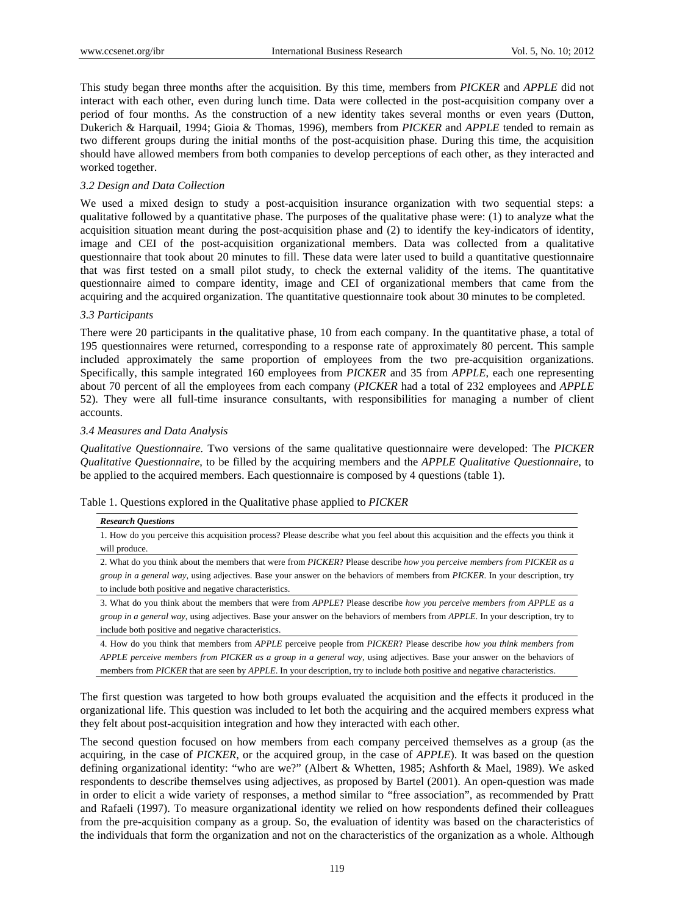This study began three months after the acquisition. By this time, members from *PICKER* and *APPLE* did not interact with each other, even during lunch time. Data were collected in the post-acquisition company over a period of four months. As the construction of a new identity takes several months or even years (Dutton, Dukerich & Harquail, 1994; Gioia & Thomas, 1996), members from *PICKER* and *APPLE* tended to remain as two different groups during the initial months of the post-acquisition phase. During this time, the acquisition should have allowed members from both companies to develop perceptions of each other, as they interacted and worked together.

### *3.2 Design and Data Collection*

We used a mixed design to study a post-acquisition insurance organization with two sequential steps: a qualitative followed by a quantitative phase. The purposes of the qualitative phase were: (1) to analyze what the acquisition situation meant during the post-acquisition phase and (2) to identify the key-indicators of identity, image and CEI of the post-acquisition organizational members. Data was collected from a qualitative questionnaire that took about 20 minutes to fill. These data were later used to build a quantitative questionnaire that was first tested on a small pilot study, to check the external validity of the items. The quantitative questionnaire aimed to compare identity, image and CEI of organizational members that came from the acquiring and the acquired organization. The quantitative questionnaire took about 30 minutes to be completed.

### *3.3 Participants*

There were 20 participants in the qualitative phase, 10 from each company. In the quantitative phase, a total of 195 questionnaires were returned, corresponding to a response rate of approximately 80 percent. This sample included approximately the same proportion of employees from the two pre-acquisition organizations. Specifically, this sample integrated 160 employees from *PICKER* and 35 from *APPLE*, each one representing about 70 percent of all the employees from each company (*PICKER* had a total of 232 employees and *APPLE* 52). They were all full-time insurance consultants, with responsibilities for managing a number of client accounts.

### *3.4 Measures and Data Analysis*

*Qualitative Questionnaire.* Two versions of the same qualitative questionnaire were developed: The *PICKER Qualitative Questionnaire*, to be filled by the acquiring members and the *APPLE Qualitative Questionnaire*, to be applied to the acquired members. Each questionnaire is composed by 4 questions (table 1).

Table 1. Questions explored in the Qualitative phase applied to *PICKER*

| ***Research Questions*** |
|---|
| 1. How do you perceive this acquisition process? Please describe what you feel about this acquisition and the effects you think it will produce. |
| 2. What do you think about the members that were from *PICKER*? Please describe *how you perceive members from PICKER as a group in a general way*, using adjectives. Base your answer on the behaviors of members from *PICKER*. In your description, try to include both positive and negative characteristics. |
| 3. What do you think about the members that were from *APPLE*? Please describe *how you perceive members from APPLE as a group in a general way*, using adjectives. Base your answer on the behaviors of members from *APPLE*. In your description, try to include both positive and negative characteristics. |
| 4. How do you think that members from *APPLE* perceive people from *PICKER*? Please describe *how you think members from APPLE perceive members from PICKER as a group in a general way*, using adjectives. Base your answer on the behaviors of members from *PICKER* that are seen by *APPLE*. In your description, try to include both positive and negative characteristics. |

The first question was targeted to how both groups evaluated the acquisition and the effects it produced in the organizational life. This question was included to let both the acquiring and the acquired members express what they felt about post-acquisition integration and how they interacted with each other.

The second question focused on how members from each company perceived themselves as a group (as the acquiring, in the case of *PICKER*, or the acquired group, in the case of *APPLE*). It was based on the question defining organizational identity: "who are we?" (Albert & Whetten, 1985; Ashforth & Mael, 1989). We asked respondents to describe themselves using adjectives, as proposed by Bartel (2001). An open-question was made in order to elicit a wide variety of responses, a method similar to "free association", as recommended by Pratt and Rafaeli (1997). To measure organizational identity we relied on how respondents defined their colleagues from the pre-acquisition company as a group. So, the evaluation of identity was based on the characteristics of the individuals that form the organization and not on the characteristics of the organization as a whole. Although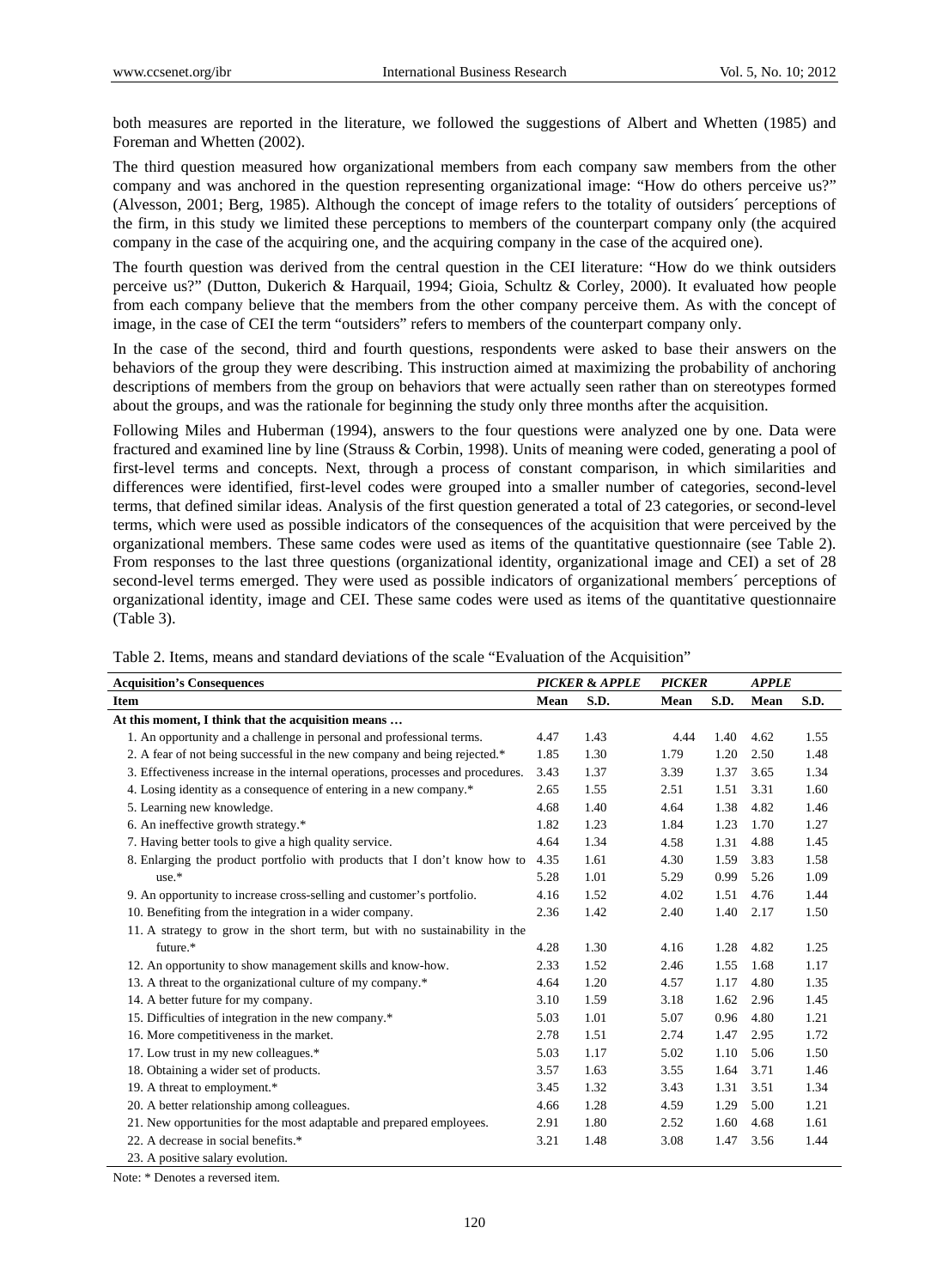both measures are reported in the literature, we followed the suggestions of Albert and Whetten (1985) and Foreman and Whetten (2002).

The third question measured how organizational members from each company saw members from the other company and was anchored in the question representing organizational image: "How do others perceive us?" (Alvesson, 2001; Berg, 1985). Although the concept of image refers to the totality of outsiders´ perceptions of the firm, in this study we limited these perceptions to members of the counterpart company only (the acquired company in the case of the acquiring one, and the acquiring company in the case of the acquired one).

The fourth question was derived from the central question in the CEI literature: "How do we think outsiders perceive us?" (Dutton, Dukerich & Harquail, 1994; Gioia, Schultz & Corley, 2000). It evaluated how people from each company believe that the members from the other company perceive them. As with the concept of image, in the case of CEI the term "outsiders" refers to members of the counterpart company only.

In the case of the second, third and fourth questions, respondents were asked to base their answers on the behaviors of the group they were describing. This instruction aimed at maximizing the probability of anchoring descriptions of members from the group on behaviors that were actually seen rather than on stereotypes formed about the groups, and was the rationale for beginning the study only three months after the acquisition.

Following Miles and Huberman (1994), answers to the four questions were analyzed one by one. Data were fractured and examined line by line (Strauss & Corbin, 1998). Units of meaning were coded, generating a pool of first-level terms and concepts. Next, through a process of constant comparison, in which similarities and differences were identified, first-level codes were grouped into a smaller number of categories, second-level terms, that defined similar ideas. Analysis of the first question generated a total of 23 categories, or second-level terms, which were used as possible indicators of the consequences of the acquisition that were perceived by the organizational members. These same codes were used as items of the quantitative questionnaire (see Table 2). From responses to the last three questions (organizational identity, organizational image and CEI) a set of 28 second-level terms emerged. They were used as possible indicators of organizational members´ perceptions of organizational identity, image and CEI. These same codes were used as items of the quantitative questionnaire (Table 3).

Table 2. Items, means and standard deviations of the scale "Evaluation of the Acquisition"

| **Acquisition's Consequences** | ***PICKER & APPLE*** | | ***PICKER*** | | ***APPLE*** | |
|---|---|---|---|---|---|---|
| **Item** | **Mean** | **S.D.** | **Mean** | **S.D.** | **Mean** | **S.D.** |
| **At this moment, I think that the acquisition means …** | | | | | | |
| 1. An opportunity and a challenge in personal and professional terms. | 4.47 | 1.43 | 4.44 | 1.40 | 4.62 | 1.55 |
| 2. A fear of not being successful in the new company and being rejected.* | 1.85 | 1.30 | 1.79 | 1.20 | 2.50 | 1.48 |
| 3. Effectiveness increase in the internal operations, processes and procedures. | 3.43 | 1.37 | 3.39 | 1.37 | 3.65 | 1.34 |
| 4. Losing identity as a consequence of entering in a new company.* | 2.65 | 1.55 | 2.51 | 1.51 | 3.31 | 1.60 |
| 5. Learning new knowledge. | 4.68 | 1.40 | 4.64 | 1.38 | 4.82 | 1.46 |
| 6. An ineffective growth strategy.* | 1.82 | 1.23 | 1.84 | 1.23 | 1.70 | 1.27 |
| 7. Having better tools to give a high quality service. | 4.64 | 1.34 | 4.58 | 1.31 | 4.88 | 1.45 |
| 8. Enlarging the product portfolio with products that I don't know how to | 4.35 | 1.61 | 4.30 | 1.59 | 3.83 | 1.58 |
| use.* | 5.28 | 1.01 | 5.29 | 0.99 | 5.26 | 1.09 |
| 9. An opportunity to increase cross-selling and customer's portfolio. | 4.16 | 1.52 | 4.02 | 1.51 | 4.76 | 1.44 |
| 10. Benefiting from the integration in a wider company. | 2.36 | 1.42 | 2.40 | 1.40 | 2.17 | 1.50 |
| 11. A strategy to grow in the short term, but with no sustainability in the | | | | | | |
| future.* | 4.28 | 1.30 | 4.16 | 1.28 | 4.82 | 1.25 |
| 12. An opportunity to show management skills and know-how. | 2.33 | 1.52 | 2.46 | 1.55 | 1.68 | 1.17 |
| 13. A threat to the organizational culture of my company.* | 4.64 | 1.20 | 4.57 | 1.17 | 4.80 | 1.35 |
| 14. A better future for my company. | 3.10 | 1.59 | 3.18 | 1.62 | 2.96 | 1.45 |
| 15. Difficulties of integration in the new company.* | 5.03 | 1.01 | 5.07 | 0.96 | 4.80 | 1.21 |
| 16. More competitiveness in the market. | 2.78 | 1.51 | 2.74 | 1.47 | 2.95 | 1.72 |
| 17. Low trust in my new colleagues.* | 5.03 | 1.17 | 5.02 | 1.10 | 5.06 | 1.50 |
| 18. Obtaining a wider set of products. | 3.57 | 1.63 | 3.55 | 1.64 | 3.71 | 1.46 |
| 19. A threat to employment.* | 3.45 | 1.32 | 3.43 | 1.31 | 3.51 | 1.34 |
| 20. A better relationship among colleagues. | 4.66 | 1.28 | 4.59 | 1.29 | 5.00 | 1.21 |
| 21. New opportunities for the most adaptable and prepared employees. | 2.91 | 1.80 | 2.52 | 1.60 | 4.68 | 1.61 |
| 22. A decrease in social benefits.* | 3.21 | 1.48 | 3.08 | 1.47 | 3.56 | 1.44 |
| 23. A positive salary evolution. | | | | | | |

Note: * Denotes a reversed item.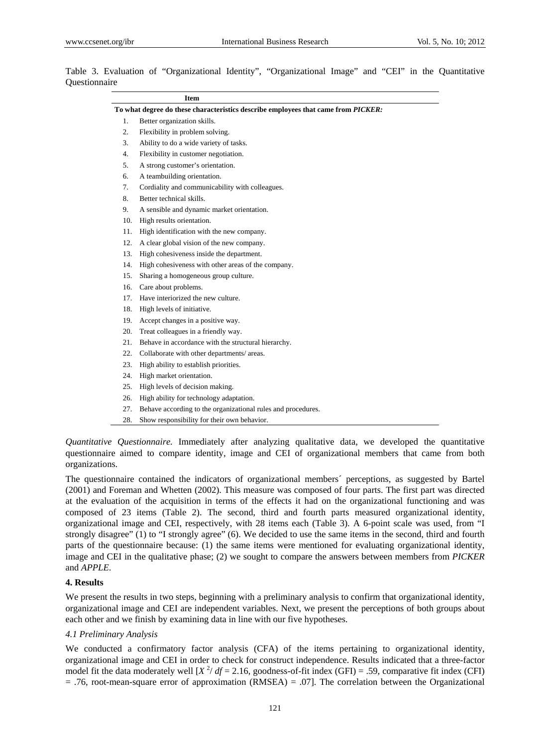Table 3. Evaluation of "Organizational Identity", "Organizational Image" and "CEI" in the Quantitative Questionnaire

| | Item |
|---|---|
| **To what degree do these characteristics describe employees that came from *PICKER*:** | |
| 1. | Better organization skills. |
| 2. | Flexibility in problem solving. |
| 3. | Ability to do a wide variety of tasks. |
| 4. | Flexibility in customer negotiation. |
| 5. | A strong customer's orientation. |
| 6. | A teambuilding orientation. |
| 7. | Cordiality and communicability with colleagues. |
| 8. | Better technical skills. |
| 9. | A sensible and dynamic market orientation. |
| 10. | High results orientation. |
| 11. | High identification with the new company. |
| 12. | A clear global vision of the new company. |
| 13. | High cohesiveness inside the department. |
| 14. | High cohesiveness with other areas of the company. |
| 15. | Sharing a homogeneous group culture. |
| 16. | Care about problems. |
| 17. | Have interiorized the new culture. |
| 18. | High levels of initiative. |
| 19. | Accept changes in a positive way. |
| 20. | Treat colleagues in a friendly way. |
| 21. | Behave in accordance with the structural hierarchy. |
| 22. | Collaborate with other departments/ areas. |
| 23. | High ability to establish priorities. |
| 24. | High market orientation. |
| 25. | High levels of decision making. |
| 26. | High ability for technology adaptation. |
| 27. | Behave according to the organizational rules and procedures. |
| 28. | Show responsibility for their own behavior. |

*Quantitative Questionnaire.* Immediately after analyzing qualitative data, we developed the quantitative questionnaire aimed to compare identity, image and CEI of organizational members that came from both organizations.

The questionnaire contained the indicators of organizational members´ perceptions, as suggested by Bartel (2001) and Foreman and Whetten (2002). This measure was composed of four parts. The first part was directed at the evaluation of the acquisition in terms of the effects it had on the organizational functioning and was composed of 23 items (Table 2). The second, third and fourth parts measured organizational identity, organizational image and CEI, respectively, with 28 items each (Table 3). A 6-point scale was used, from "I strongly disagree" (1) to "I strongly agree" (6). We decided to use the same items in the second, third and fourth parts of the questionnaire because: (1) the same items were mentioned for evaluating organizational identity, image and CEI in the qualitative phase; (2) we sought to compare the answers between members from *PICKER* and *APPLE*.

## 4. Results

We present the results in two steps, beginning with a preliminary analysis to confirm that organizational identity, organizational image and CEI are independent variables. Next, we present the perceptions of both groups about each other and we finish by examining data in line with our five hypotheses.

### *4.1 Preliminary Analysis*

We conducted a confirmatory factor analysis (CFA) of the items pertaining to organizational identity, organizational image and CEI in order to check for construct independence. Results indicated that a three-factor model fit the data moderately well [$X^2/df = 2.16$, goodness-of-fit index (GFI) = .59, comparative fit index (CFI) = .76, root-mean-square error of approximation (RMSEA) = .07]. The correlation between the Organizational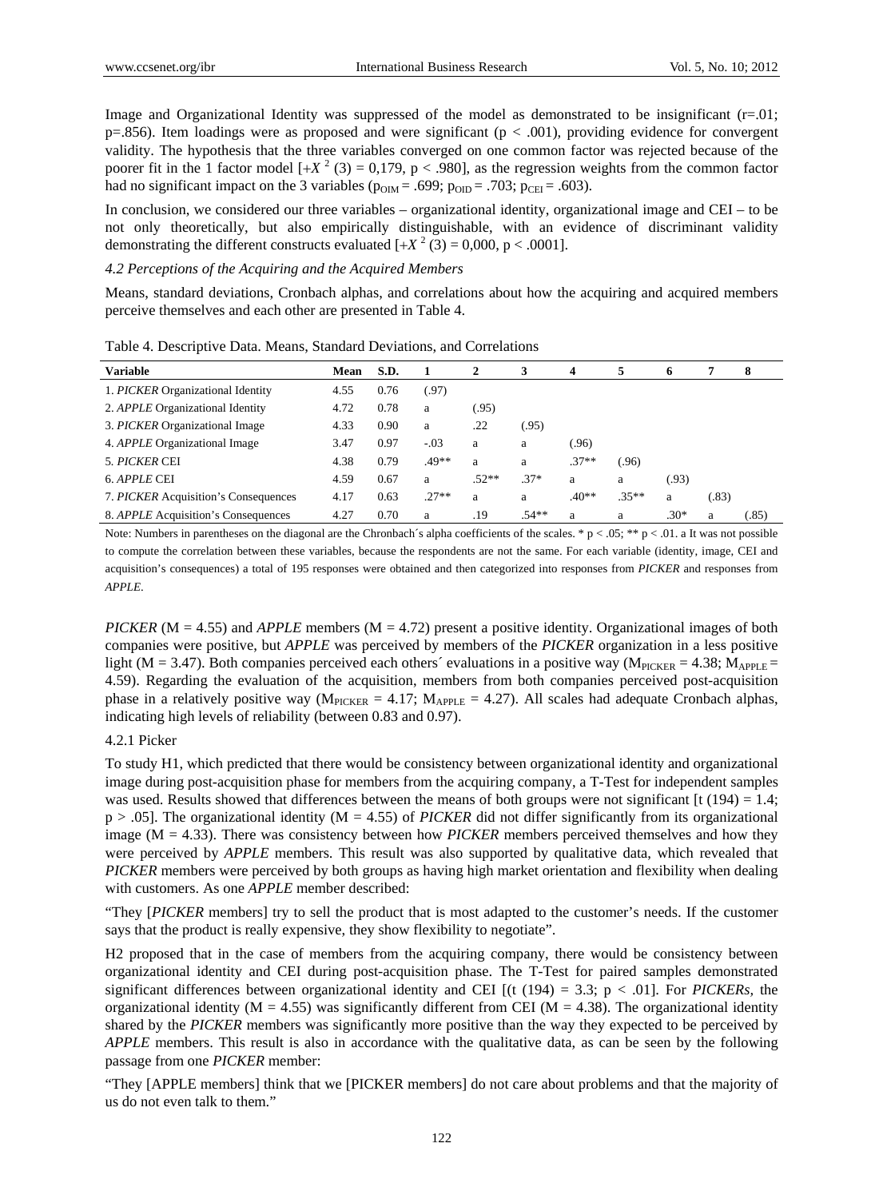Image and Organizational Identity was suppressed of the model as demonstrated to be insignificant (r=.01; p=.856). Item loadings were as proposed and were significant ($p < .001$), providing evidence for convergent validity. The hypothesis that the three variables converged on one common factor was rejected because of the poorer fit in the 1 factor model [$+X^2$ (3) = 0,179, $p < .980$], as the regression weights from the common factor had no significant impact on the 3 variables ($p_{OIM} = .699$; $p_{OID} = .703$; $p_{CEI} = .603$).

In conclusion, we considered our three variables – organizational identity, organizational image and CEI – to be not only theoretically, but also empirically distinguishable, with an evidence of discriminant validity demonstrating the different constructs evaluated [$+X^2$ (3) = 0,000, $p < .0001$].

### *4.2 Perceptions of the Acquiring and the Acquired Members*

Means, standard deviations, Cronbach alphas, and correlations about how the acquiring and acquired members perceive themselves and each other are presented in Table 4.

Table 4. Descriptive Data. Means, Standard Deviations, and Correlations

| Variable | Mean | S.D. | 1 | 2 | 3 | 4 | 5 | 6 | 7 | 8 |
|---|---|---|---|---|---|---|---|---|---|---|
| 1. *PICKER* Organizational Identity | 4.55 | 0.76 | (.97) | | | | | | | |
| 2. *APPLE* Organizational Identity | 4.72 | 0.78 | a | (.95) | | | | | | |
| 3. *PICKER* Organizational Image | 4.33 | 0.90 | a | .22 | (.95) | | | | | |
| 4. *APPLE* Organizational Image | 3.47 | 0.97 | -.03 | a | a | (.96) | | | | |
| 5. *PICKER* CEI | 4.38 | 0.79 | .49** | a | a | .37** | (.96) | | | |
| 6. *APPLE* CEI | 4.59 | 0.67 | a | .52** | .37* | a | a | (.93) | | |
| 7. *PICKER* Acquisition's Consequences | 4.17 | 0.63 | .27** | a | a | .40** | .35** | a | (.83) | |
| 8. *APPLE* Acquisition's Consequences | 4.27 | 0.70 | a | .19 | .54** | a | a | .30* | a | (.85) |

Note: Numbers in parentheses on the diagonal are the Chronbach´s alpha coefficients of the scales. * $p < .05$; ** $p < .01$. a It was not possible to compute the correlation between these variables, because the respondents are not the same. For each variable (identity, image, CEI and acquisition's consequences) a total of 195 responses were obtained and then categorized into responses from *PICKER* and responses from *APPLE*.

*PICKER* (M = 4.55) and *APPLE* members (M = 4.72) present a positive identity. Organizational images of both companies were positive, but *APPLE* was perceived by members of the *PICKER* organization in a less positive light (M = 3.47). Both companies perceived each others´ evaluations in a positive way ($M_{PICKER} = 4.38$; $M_{APPLE} = 4.59$). Regarding the evaluation of the acquisition, members from both companies perceived post-acquisition phase in a relatively positive way ($M_{PICKER} = 4.17$; $M_{APPLE} = 4.27$). All scales had adequate Cronbach alphas, indicating high levels of reliability (between 0.83 and 0.97).

#### 4.2.1 Picker

To study H1, which predicted that there would be consistency between organizational identity and organizational image during post-acquisition phase for members from the acquiring company, a T-Test for independent samples was used. Results showed that differences between the means of both groups were not significant [t (194) = 1.4; $p > .05$]. The organizational identity (M = 4.55) of *PICKER* did not differ significantly from its organizational image (M = 4.33). There was consistency between how *PICKER* members perceived themselves and how they were perceived by *APPLE* members. This result was also supported by qualitative data, which revealed that *PICKER* members were perceived by both groups as having high market orientation and flexibility when dealing with customers. As one *APPLE* member described:

"They [*PICKER* members] try to sell the product that is most adapted to the customer's needs. If the customer says that the product is really expensive, they show flexibility to negotiate".

H2 proposed that in the case of members from the acquiring company, there would be consistency between organizational identity and CEI during post-acquisition phase. The T-Test for paired samples demonstrated significant differences between organizational identity and CEI [(t (194) = 3.3; $p < .01$]. For *PICKERs*, the organizational identity (M = 4.55) was significantly different from CEI (M = 4.38). The organizational identity shared by the *PICKER* members was significantly more positive than the way they expected to be perceived by *APPLE* members. This result is also in accordance with the qualitative data, as can be seen by the following passage from one *PICKER* member:

"They [APPLE members] think that we [PICKER members] do not care about problems and that the majority of us do not even talk to them."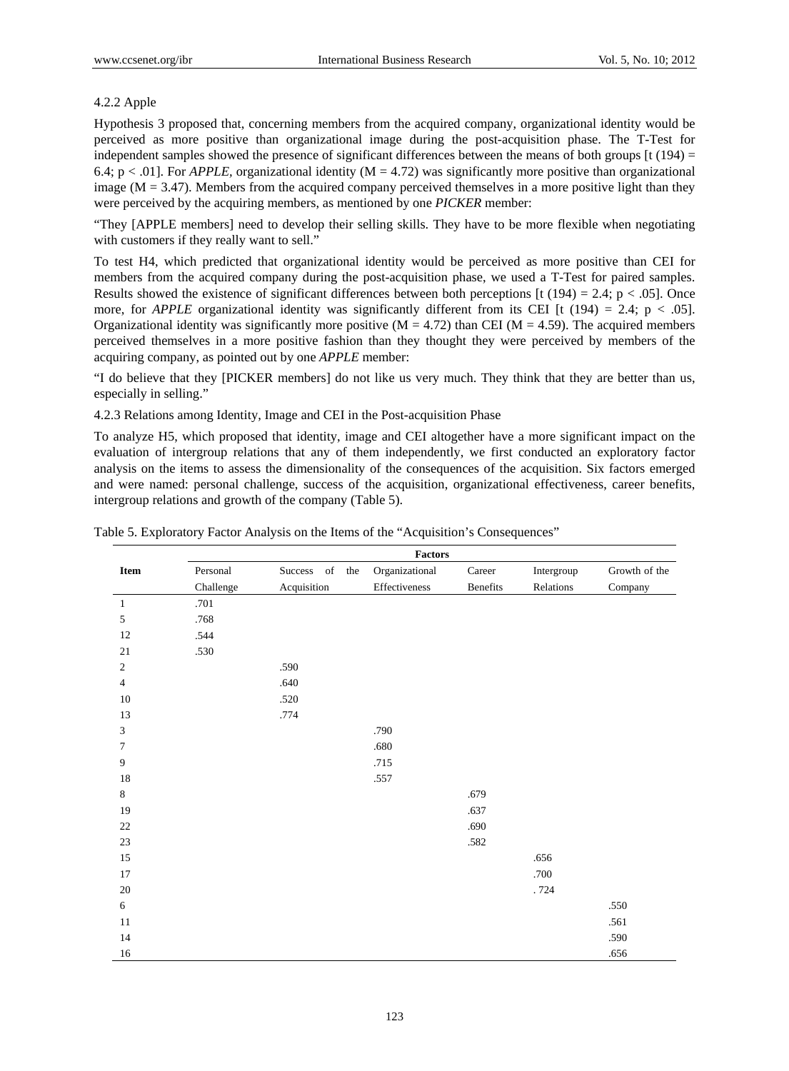### 4.2.2 Apple

Hypothesis 3 proposed that, concerning members from the acquired company, organizational identity would be perceived as more positive than organizational image during the post-acquisition phase. The T-Test for independent samples showed the presence of significant differences between the means of both groups [$t(194) = 6.4$; $p < .01$]. For *APPLE*, organizational identity ($M = 4.72$) was significantly more positive than organizational image ($M = 3.47$). Members from the acquired company perceived themselves in a more positive light than they were perceived by the acquiring members, as mentioned by one *PICKER* member:

"They [APPLE members] need to develop their selling skills. They have to be more flexible when negotiating with customers if they really want to sell."

To test H4, which predicted that organizational identity would be perceived as more positive than CEI for members from the acquired company during the post-acquisition phase, we used a T-Test for paired samples. Results showed the existence of significant differences between both perceptions [$t(194) = 2.4$; $p < .05$]. Once more, for *APPLE* organizational identity was significantly different from its CEI [$t(194) = 2.4$; $p < .05$]. Organizational identity was significantly more positive ($M = 4.72$) than CEI ($M = 4.59$). The acquired members perceived themselves in a more positive fashion than they thought they were perceived by members of the acquiring company, as pointed out by one *APPLE* member:

"I do believe that they [PICKER members] do not like us very much. They think that they are better than us, especially in selling."

### 4.2.3 Relations among Identity, Image and CEI in the Post-acquisition Phase

To analyze H5, which proposed that identity, image and CEI altogether have a more significant impact on the evaluation of intergroup relations that any of them independently, we first conducted an exploratory factor analysis on the items to assess the dimensionality of the consequences of the acquisition. Six factors emerged and were named: personal challenge, success of the acquisition, organizational effectiveness, career benefits, intergroup relations and growth of the company (Table 5).

Table 5. Exploratory Factor Analysis on the Items of the "Acquisition's Consequences"

| | Factors | | | | | |
|---|---|---|---|---|---|---|
| Item | Personal Challenge | Success of the Acquisition | Organizational Effectiveness | Career Benefits | Intergroup Relations | Growth of the Company |
| 1 | .701 | | | | | |
| 5 | .768 | | | | | |
| 12 | .544 | | | | | |
| 21 | .530 | | | | | |
| 2 | | .590 | | | | |
| 4 | | .640 | | | | |
| 10 | | .520 | | | | |
| 13 | | .774 | | | | |
| 3 | | | .790 | | | |
| 7 | | | .680 | | | |
| 9 | | | .715 | | | |
| 18 | | | .557 | | | |
| 8 | | | | .679 | | |
| 19 | | | | .637 | | |
| 22 | | | | .690 | | |
| 23 | | | | .582 | | |
| 15 | | | | | .656 | |
| 17 | | | | | .700 | |
| 20 | | | | | .724 | |
| 6 | | | | | | .550 |
| 11 | | | | | | .561 |
| 14 | | | | | | .590 |
| 16 | | | | | | .656 |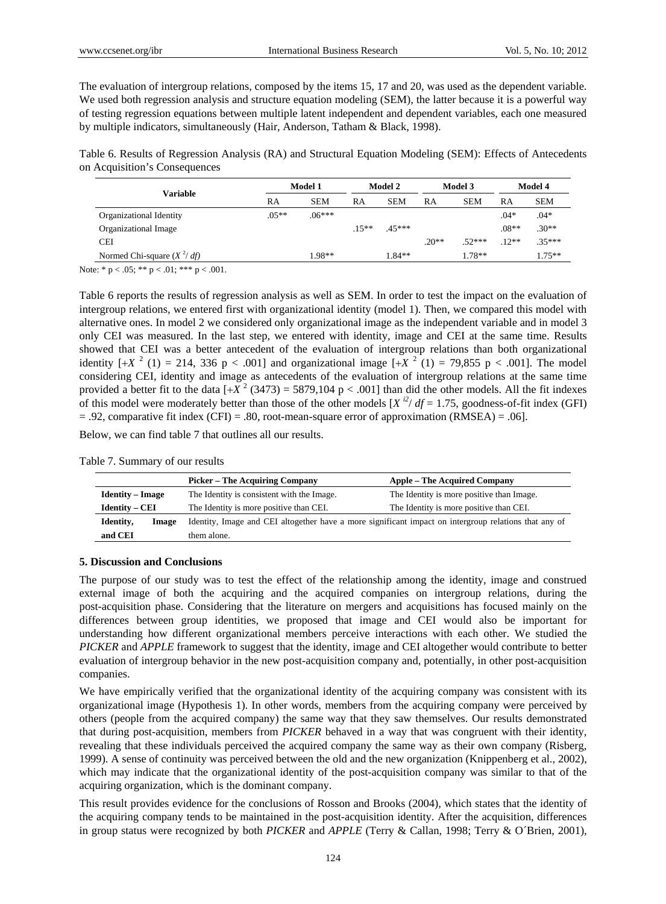The evaluation of intergroup relations, composed by the items 15, 17 and 20, was used as the dependent variable. We used both regression analysis and structure equation modeling (SEM), the latter because it is a powerful way of testing regression equations between multiple latent independent and dependent variables, each one measured by multiple indicators, simultaneously (Hair, Anderson, Tatham & Black, 1998).

Table 6. Results of Regression Analysis (RA) and Structural Equation Modeling (SEM): Effects of Antecedents on Acquisition's Consequences

| Variable | Model 1 | | Model 2 | | Model 3 | | Model 4 | |
|---|---|---|---|---|---|---|---|---|
| | RA | SEM | RA | SEM | RA | SEM | RA | SEM |
| Organizational Identity | .05** | .06*** | | | | | .04* | .04* |
| Organizational Image | | | .15** | .45*** | | | .08** | .30** |
| CEI | | | | | .20** | .52*** | .12** | .35*** |
| Normed Chi-square ($X^2/df$) | | 1.98** | | 1.84** | | 1.78** | | 1.75** |

Note: * p < .05; ** p < .01; *** p < .001.

Table 6 reports the results of regression analysis as well as SEM. In order to test the impact on the evaluation of intergroup relations, we entered first with organizational identity (model 1). Then, we compared this model with alternative ones. In model 2 we considered only organizational image as the independent variable and in model 3 only CEI was measured. In the last step, we entered with identity, image and CEI at the same time. Results showed that CEI was a better antecedent of the evaluation of intergroup relations than both organizational identity [$+X^2$ (1) = 214, 336 p < .001] and organizational image [$+X^2$ (1) = 79,855 p < .001]. The model considering CEI, identity and image as antecedents of the evaluation of intergroup relations at the same time provided a better fit to the data [$+X^2$ (3473) = 5879,104 p < .001] than did the other models. All the fit indexes of this model were moderately better than those of the other models [$X^{\prime 2}/df$ = 1.75, goodness-of-fit index (GFI) = .92, comparative fit index (CFI) = .80, root-mean-square error of approximation (RMSEA) = .06].

Below, we can find table 7 that outlines all our results.

Table 7. Summary of our results

| | **Picker – The Acquiring Company** | **Apple – The Acquired Company** |
|---|---|---|
| **Identity – Image** | The Identity is consistent with the Image. | The Identity is more positive than Image. |
| **Identity – CEI** | The Identity is more positive than CEI. | The Identity is more positive than CEI. |
| **Identity, Image and CEI** | Identity, Image and CEI altogether have a more significant impact on intergroup relations that any of them alone. | |

## 5. Discussion and Conclusions

The purpose of our study was to test the effect of the relationship among the identity, image and construed external image of both the acquiring and the acquired companies on intergroup relations, during the post-acquisition phase. Considering that the literature on mergers and acquisitions has focused mainly on the differences between group identities, we proposed that image and CEI would also be important for understanding how different organizational members perceive interactions with each other. We studied the *PICKER* and *APPLE* framework to suggest that the identity, image and CEI altogether would contribute to better evaluation of intergroup behavior in the new post-acquisition company and, potentially, in other post-acquisition companies.

We have empirically verified that the organizational identity of the acquiring company was consistent with its organizational image (Hypothesis 1). In other words, members from the acquiring company were perceived by others (people from the acquired company) the same way that they saw themselves. Our results demonstrated that during post-acquisition, members from *PICKER* behaved in a way that was congruent with their identity, revealing that these individuals perceived the acquired company the same way as their own company (Risberg, 1999). A sense of continuity was perceived between the old and the new organization (Knippenberg et al., 2002), which may indicate that the organizational identity of the post-acquisition company was similar to that of the acquiring organization, which is the dominant company.

This result provides evidence for the conclusions of Rosson and Brooks (2004), which states that the identity of the acquiring company tends to be maintained in the post-acquisition identity. After the acquisition, differences in group status were recognized by both *PICKER* and *APPLE* (Terry & Callan, 1998; Terry & O´Brien, 2001),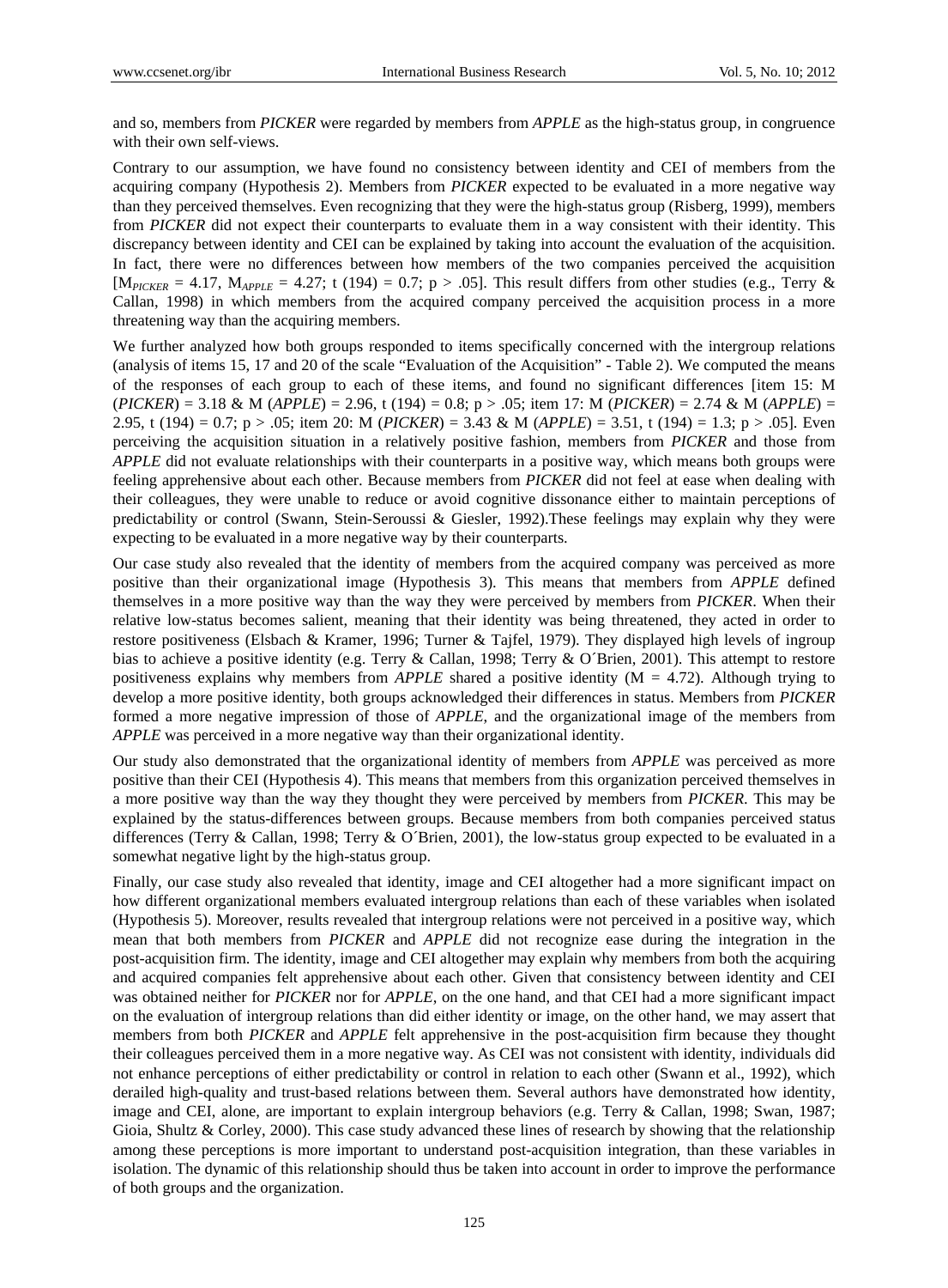and so, members from *PICKER* were regarded by members from *APPLE* as the high-status group, in congruence with their own self-views.

Contrary to our assumption, we have found no consistency between identity and CEI of members from the acquiring company (Hypothesis 2). Members from *PICKER* expected to be evaluated in a more negative way than they perceived themselves. Even recognizing that they were the high-status group (Risberg, 1999), members from *PICKER* did not expect their counterparts to evaluate them in a way consistent with their identity. This discrepancy between identity and CEI can be explained by taking into account the evaluation of the acquisition. In fact, there were no differences between how members of the two companies perceived the acquisition [$M_{PICKER} = 4.17$, $M_{APPLE} = 4.27$; $t(194) = 0.7$; $p > .05$]. This result differs from other studies (e.g., Terry & Callan, 1998) in which members from the acquired company perceived the acquisition process in a more threatening way than the acquiring members.

We further analyzed how both groups responded to items specifically concerned with the intergroup relations (analysis of items 15, 17 and 20 of the scale "Evaluation of the Acquisition" - Table 2). We computed the means of the responses of each group to each of these items, and found no significant differences [item 15: M (*PICKER*) = 3.18 & M (*APPLE*) = 2.96, $t(194) = 0.8$; $p > .05$; item 17: M (*PICKER*) = 2.74 & M (*APPLE*) = 2.95, $t(194) = 0.7$; $p > .05$; item 20: M (*PICKER*) = 3.43 & M (*APPLE*) = 3.51, $t(194) = 1.3$; $p > .05$]. Even perceiving the acquisition situation in a relatively positive fashion, members from *PICKER* and those from *APPLE* did not evaluate relationships with their counterparts in a positive way, which means both groups were feeling apprehensive about each other. Because members from *PICKER* did not feel at ease when dealing with their colleagues, they were unable to reduce or avoid cognitive dissonance either to maintain perceptions of predictability or control (Swann, Stein-Seroussi & Giesler, 1992).These feelings may explain why they were expecting to be evaluated in a more negative way by their counterparts.

Our case study also revealed that the identity of members from the acquired company was perceived as more positive than their organizational image (Hypothesis 3). This means that members from *APPLE* defined themselves in a more positive way than the way they were perceived by members from *PICKER*. When their relative low-status becomes salient, meaning that their identity was being threatened, they acted in order to restore positiveness (Elsbach & Kramer, 1996; Turner & Tajfel, 1979). They displayed high levels of ingroup bias to achieve a positive identity (e.g. Terry & Callan, 1998; Terry & O´Brien, 2001). This attempt to restore positiveness explains why members from *APPLE* shared a positive identity (M = 4.72). Although trying to develop a more positive identity, both groups acknowledged their differences in status. Members from *PICKER* formed a more negative impression of those of *APPLE*, and the organizational image of the members from *APPLE* was perceived in a more negative way than their organizational identity.

Our study also demonstrated that the organizational identity of members from *APPLE* was perceived as more positive than their CEI (Hypothesis 4). This means that members from this organization perceived themselves in a more positive way than the way they thought they were perceived by members from *PICKER*. This may be explained by the status-differences between groups. Because members from both companies perceived status differences (Terry & Callan, 1998; Terry & O´Brien, 2001), the low-status group expected to be evaluated in a somewhat negative light by the high-status group.

Finally, our case study also revealed that identity, image and CEI altogether had a more significant impact on how different organizational members evaluated intergroup relations than each of these variables when isolated (Hypothesis 5). Moreover, results revealed that intergroup relations were not perceived in a positive way, which mean that both members from *PICKER* and *APPLE* did not recognize ease during the integration in the post-acquisition firm. The identity, image and CEI altogether may explain why members from both the acquiring and acquired companies felt apprehensive about each other. Given that consistency between identity and CEI was obtained neither for *PICKER* nor for *APPLE*, on the one hand, and that CEI had a more significant impact on the evaluation of intergroup relations than did either identity or image, on the other hand, we may assert that members from both *PICKER* and *APPLE* felt apprehensive in the post-acquisition firm because they thought their colleagues perceived them in a more negative way. As CEI was not consistent with identity, individuals did not enhance perceptions of either predictability or control in relation to each other (Swann et al., 1992), which derailed high-quality and trust-based relations between them. Several authors have demonstrated how identity, image and CEI, alone, are important to explain intergroup behaviors (e.g. Terry & Callan, 1998; Swan, 1987; Gioia, Shultz & Corley, 2000). This case study advanced these lines of research by showing that the relationship among these perceptions is more important to understand post-acquisition integration, than these variables in isolation. The dynamic of this relationship should thus be taken into account in order to improve the performance of both groups and the organization.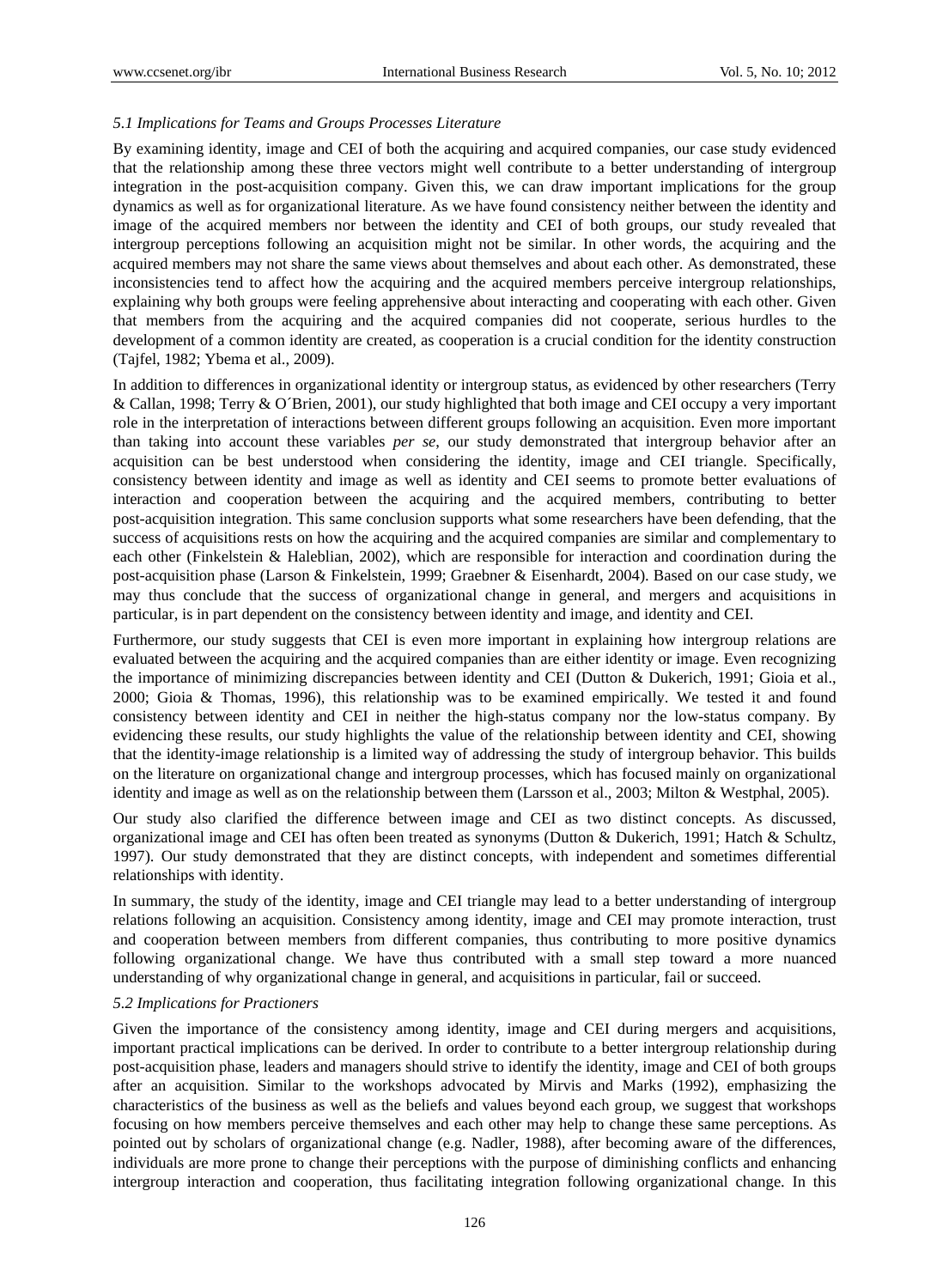### *5.1 Implications for Teams and Groups Processes Literature*

By examining identity, image and CEI of both the acquiring and acquired companies, our case study evidenced that the relationship among these three vectors might well contribute to a better understanding of intergroup integration in the post-acquisition company. Given this, we can draw important implications for the group dynamics as well as for organizational literature. As we have found consistency neither between the identity and image of the acquired members nor between the identity and CEI of both groups, our study revealed that intergroup perceptions following an acquisition might not be similar. In other words, the acquiring and the acquired members may not share the same views about themselves and about each other. As demonstrated, these inconsistencies tend to affect how the acquiring and the acquired members perceive intergroup relationships, explaining why both groups were feeling apprehensive about interacting and cooperating with each other. Given that members from the acquiring and the acquired companies did not cooperate, serious hurdles to the development of a common identity are created, as cooperation is a crucial condition for the identity construction (Tajfel, 1982; Ybema et al., 2009).

In addition to differences in organizational identity or intergroup status, as evidenced by other researchers (Terry & Callan, 1998; Terry & O´Brien, 2001), our study highlighted that both image and CEI occupy a very important role in the interpretation of interactions between different groups following an acquisition. Even more important than taking into account these variables *per se*, our study demonstrated that intergroup behavior after an acquisition can be best understood when considering the identity, image and CEI triangle. Specifically, consistency between identity and image as well as identity and CEI seems to promote better evaluations of interaction and cooperation between the acquiring and the acquired members, contributing to better post-acquisition integration. This same conclusion supports what some researchers have been defending, that the success of acquisitions rests on how the acquiring and the acquired companies are similar and complementary to each other (Finkelstein & Haleblian, 2002), which are responsible for interaction and coordination during the post-acquisition phase (Larson & Finkelstein, 1999; Graebner & Eisenhardt, 2004). Based on our case study, we may thus conclude that the success of organizational change in general, and mergers and acquisitions in particular, is in part dependent on the consistency between identity and image, and identity and CEI.

Furthermore, our study suggests that CEI is even more important in explaining how intergroup relations are evaluated between the acquiring and the acquired companies than are either identity or image. Even recognizing the importance of minimizing discrepancies between identity and CEI (Dutton & Dukerich, 1991; Gioia et al., 2000; Gioia & Thomas, 1996), this relationship was to be examined empirically. We tested it and found consistency between identity and CEI in neither the high-status company nor the low-status company. By evidencing these results, our study highlights the value of the relationship between identity and CEI, showing that the identity-image relationship is a limited way of addressing the study of intergroup behavior. This builds on the literature on organizational change and intergroup processes, which has focused mainly on organizational identity and image as well as on the relationship between them (Larsson et al., 2003; Milton & Westphal, 2005).

Our study also clarified the difference between image and CEI as two distinct concepts. As discussed, organizational image and CEI has often been treated as synonyms (Dutton & Dukerich, 1991; Hatch & Schultz, 1997). Our study demonstrated that they are distinct concepts, with independent and sometimes differential relationships with identity.

In summary, the study of the identity, image and CEI triangle may lead to a better understanding of intergroup relations following an acquisition. Consistency among identity, image and CEI may promote interaction, trust and cooperation between members from different companies, thus contributing to more positive dynamics following organizational change. We have thus contributed with a small step toward a more nuanced understanding of why organizational change in general, and acquisitions in particular, fail or succeed.

### *5.2 Implications for Practioners*

Given the importance of the consistency among identity, image and CEI during mergers and acquisitions, important practical implications can be derived. In order to contribute to a better intergroup relationship during post-acquisition phase, leaders and managers should strive to identify the identity, image and CEI of both groups after an acquisition. Similar to the workshops advocated by Mirvis and Marks (1992), emphasizing the characteristics of the business as well as the beliefs and values beyond each group, we suggest that workshops focusing on how members perceive themselves and each other may help to change these same perceptions. As pointed out by scholars of organizational change (e.g. Nadler, 1988), after becoming aware of the differences, individuals are more prone to change their perceptions with the purpose of diminishing conflicts and enhancing intergroup interaction and cooperation, thus facilitating integration following organizational change. In this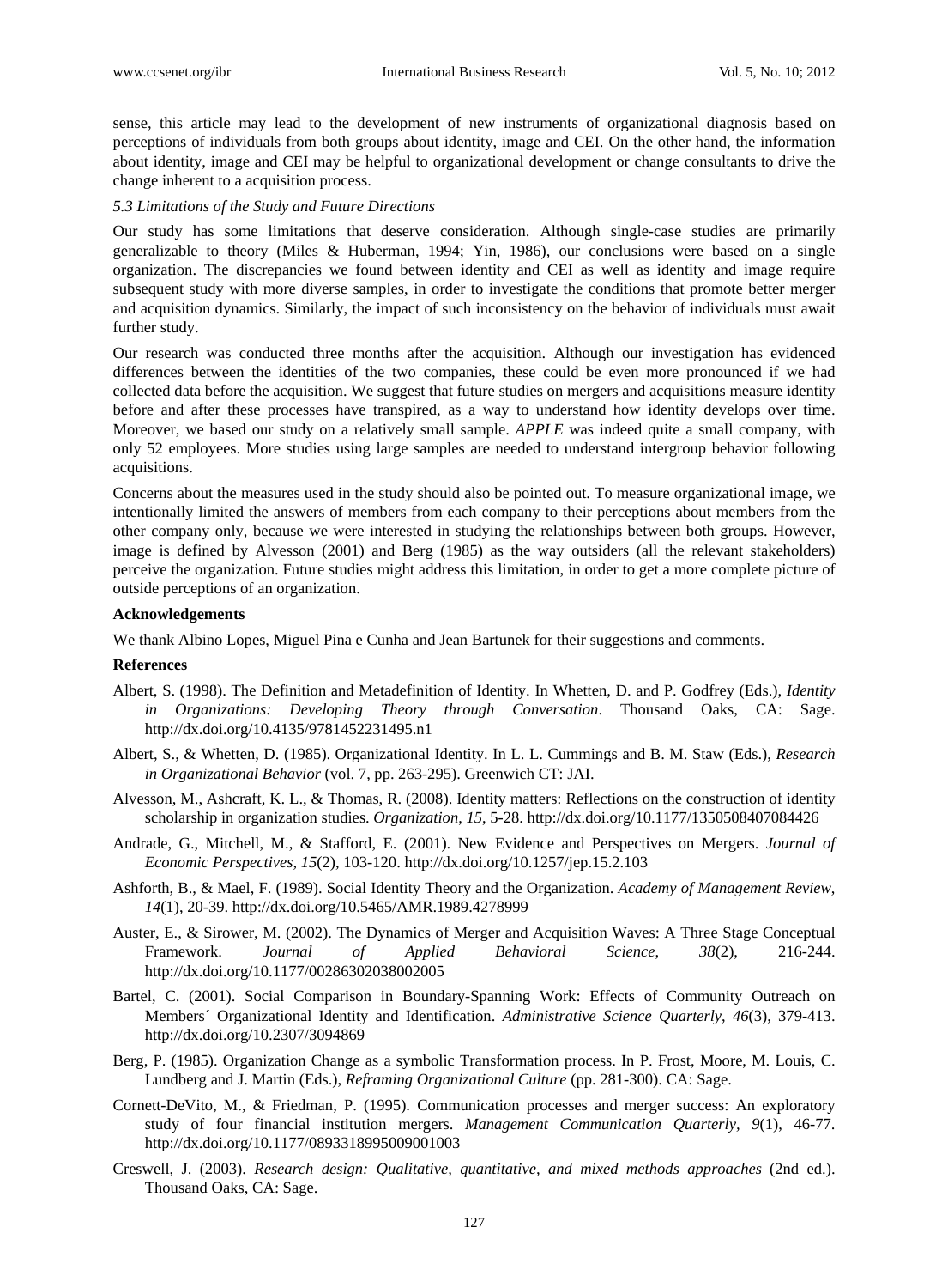sense, this article may lead to the development of new instruments of organizational diagnosis based on perceptions of individuals from both groups about identity, image and CEI. On the other hand, the information about identity, image and CEI may be helpful to organizational development or change consultants to drive the change inherent to a acquisition process.

### *5.3 Limitations of the Study and Future Directions*

Our study has some limitations that deserve consideration. Although single-case studies are primarily generalizable to theory (Miles & Huberman, 1994; Yin, 1986), our conclusions were based on a single organization. The discrepancies we found between identity and CEI as well as identity and image require subsequent study with more diverse samples, in order to investigate the conditions that promote better merger and acquisition dynamics. Similarly, the impact of such inconsistency on the behavior of individuals must await further study.

Our research was conducted three months after the acquisition. Although our investigation has evidenced differences between the identities of the two companies, these could be even more pronounced if we had collected data before the acquisition. We suggest that future studies on mergers and acquisitions measure identity before and after these processes have transpired, as a way to understand how identity develops over time. Moreover, we based our study on a relatively small sample. *APPLE* was indeed quite a small company, with only 52 employees. More studies using large samples are needed to understand intergroup behavior following acquisitions.

Concerns about the measures used in the study should also be pointed out. To measure organizational image, we intentionally limited the answers of members from each company to their perceptions about members from the other company only, because we were interested in studying the relationships between both groups. However, image is defined by Alvesson (2001) and Berg (1985) as the way outsiders (all the relevant stakeholders) perceive the organization. Future studies might address this limitation, in order to get a more complete picture of outside perceptions of an organization.

**Acknowledgements**

We thank Albino Lopes, Miguel Pina e Cunha and Jean Bartunek for their suggestions and comments.

**References**

Albert, S. (1998). The Definition and Metadefinition of Identity. In Whetten, D. and P. Godfrey (Eds.), *Identity in Organizations: Developing Theory through Conversation*. Thousand Oaks, CA: Sage. http://dx.doi.org/10.4135/9781452231495.n1

Albert, S., & Whetten, D. (1985). Organizational Identity. In L. L. Cummings and B. M. Staw (Eds.), *Research in Organizational Behavior* (vol. 7, pp. 263-295). Greenwich CT: JAI.

Alvesson, M., Ashcraft, K. L., & Thomas, R. (2008). Identity matters: Reflections on the construction of identity scholarship in organization studies. *Organization*, *15*, 5-28. http://dx.doi.org/10.1177/1350508407084426

Andrade, G., Mitchell, M., & Stafford, E. (2001). New Evidence and Perspectives on Mergers. *Journal of Economic Perspectives, 15*(2), 103-120. http://dx.doi.org/10.1257/jep.15.2.103

Ashforth, B., & Mael, F. (1989). Social Identity Theory and the Organization. *Academy of Management Review*, *14*(1), 20-39. http://dx.doi.org/10.5465/AMR.1989.4278999

Auster, E., & Sirower, M. (2002). The Dynamics of Merger and Acquisition Waves: A Three Stage Conceptual Framework. *Journal of Applied Behavioral Science*, *38*(2), 216-244. http://dx.doi.org/10.1177/00286302038002005

Bartel, C. (2001). Social Comparison in Boundary-Spanning Work: Effects of Community Outreach on Members´ Organizational Identity and Identification. *Administrative Science Quarterly*, *46*(3), 379-413. http://dx.doi.org/10.2307/3094869

Berg, P. (1985). Organization Change as a symbolic Transformation process. In P. Frost, Moore, M. Louis, C. Lundberg and J. Martin (Eds.), *Reframing Organizational Culture* (pp. 281-300). CA: Sage.

Cornett-DeVito, M., & Friedman, P. (1995). Communication processes and merger success: An exploratory study of four financial institution mergers. *Management Communication Quarterly, 9*(1), 46-77. http://dx.doi.org/10.1177/0893318995009001003

Creswell, J. (2003). *Research design: Qualitative, quantitative, and mixed methods approaches* (2nd ed.). Thousand Oaks, CA: Sage.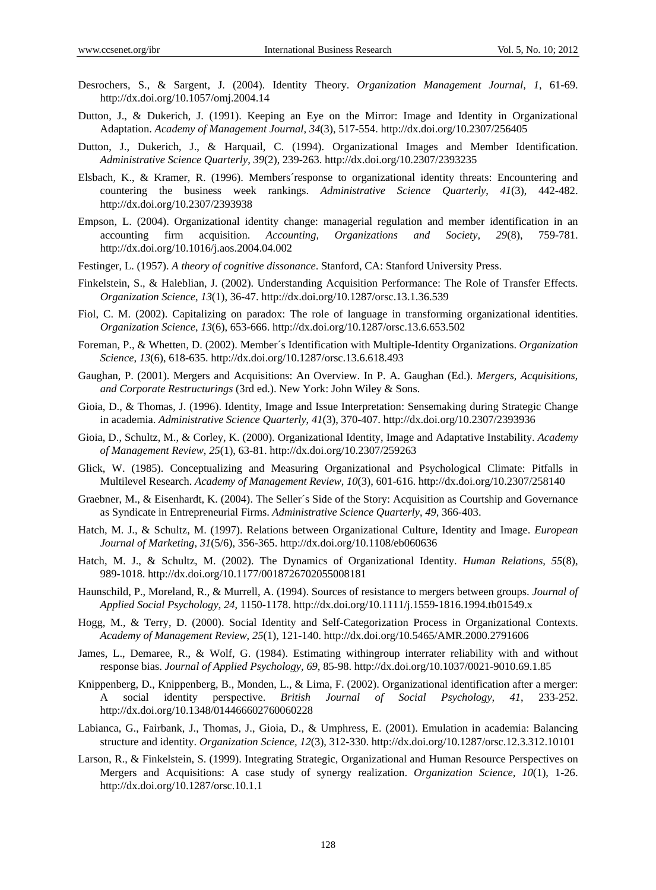Desrochers, S., & Sargent, J. (2004). Identity Theory. *Organization Management Journal, 1*, 61-69. http://dx.doi.org/10.1057/omj.2004.14

Dutton, J., & Dukerich, J. (1991). Keeping an Eye on the Mirror: Image and Identity in Organizational Adaptation. *Academy of Management Journal*, *34*(3), 517-554. http://dx.doi.org/10.2307/256405

Dutton, J., Dukerich, J., & Harquail, C. (1994). Organizational Images and Member Identification. *Administrative Science Quarterly*, *39*(2), 239-263. http://dx.doi.org/10.2307/2393235

Elsbach, K., & Kramer, R. (1996). Members´response to organizational identity threats: Encountering and countering the business week rankings. *Administrative Science Quarterly*, *41*(3), 442-482. http://dx.doi.org/10.2307/2393938

Empson, L. (2004). Organizational identity change: managerial regulation and member identification in an accounting firm acquisition. *Accounting, Organizations and Society, 29*(8), 759-781. http://dx.doi.org/10.1016/j.aos.2004.04.002

Festinger, L. (1957). *A theory of cognitive dissonance*. Stanford, CA: Stanford University Press.

Finkelstein, S., & Haleblian, J. (2002). Understanding Acquisition Performance: The Role of Transfer Effects. *Organization Science, 13*(1), 36-47. http://dx.doi.org/10.1287/orsc.13.1.36.539

Fiol, C. M. (2002). Capitalizing on paradox: The role of language in transforming organizational identities. *Organization Science*, *13*(6), 653-666. http://dx.doi.org/10.1287/orsc.13.6.653.502

Foreman, P., & Whetten, D. (2002). Member´s Identification with Multiple-Identity Organizations. *Organization Science*, *13*(6), 618-635. http://dx.doi.org/10.1287/orsc.13.6.618.493

Gaughan, P. (2001). Mergers and Acquisitions: An Overview. In P. A. Gaughan (Ed.). *Mergers, Acquisitions, and Corporate Restructurings* (3rd ed.). New York: John Wiley & Sons.

Gioia, D., & Thomas, J. (1996). Identity, Image and Issue Interpretation: Sensemaking during Strategic Change in academia. *Administrative Science Quarterly*, *41*(3), 370-407. http://dx.doi.org/10.2307/2393936

Gioia, D., Schultz, M., & Corley, K. (2000). Organizational Identity, Image and Adaptative Instability. *Academy of Management Review*, *25*(1), 63-81. http://dx.doi.org/10.2307/259263

Glick, W. (1985). Conceptualizing and Measuring Organizational and Psychological Climate: Pitfalls in Multilevel Research. *Academy of Management Review*, *10*(3), 601-616. http://dx.doi.org/10.2307/258140

Graebner, M., & Eisenhardt, K. (2004). The Seller´s Side of the Story: Acquisition as Courtship and Governance as Syndicate in Entrepreneurial Firms. *Administrative Science Quarterly*, *49*, 366-403.

Hatch, M. J., & Schultz, M. (1997). Relations between Organizational Culture, Identity and Image. *European Journal of Marketing*, *31*(5/6), 356-365. http://dx.doi.org/10.1108/eb060636

Hatch, M. J., & Schultz, M. (2002). The Dynamics of Organizational Identity. *Human Relations*, *55*(8), 989-1018. http://dx.doi.org/10.1177/0018726702055008181

Haunschild, P., Moreland, R., & Murrell, A. (1994). Sources of resistance to mergers between groups. *Journal of Applied Social Psychology*, *24*, 1150-1178. http://dx.doi.org/10.1111/j.1559-1816.1994.tb01549.x

Hogg, M., & Terry, D. (2000). Social Identity and Self-Categorization Process in Organizational Contexts. *Academy of Management Review*, *25*(1), 121-140. http://dx.doi.org/10.5465/AMR.2000.2791606

James, L., Demaree, R., & Wolf, G. (1984). Estimating withingroup interrater reliability with and without response bias. *Journal of Applied Psychology*, *69*, 85-98. http://dx.doi.org/10.1037/0021-9010.69.1.85

Knippenberg, D., Knippenberg, B., Monden, L., & Lima, F. (2002). Organizational identification after a merger: A social identity perspective. *British Journal of Social Psychology, 41*, 233-252. http://dx.doi.org/10.1348/014466602760060228

Labianca, G., Fairbank, J., Thomas, J., Gioia, D., & Umphress, E. (2001). Emulation in academia: Balancing structure and identity. *Organization Science*, *12*(3), 312-330. http://dx.doi.org/10.1287/orsc.12.3.312.10101

Larson, R., & Finkelstein, S. (1999). Integrating Strategic, Organizational and Human Resource Perspectives on Mergers and Acquisitions: A case study of synergy realization. *Organization Science, 10*(1), 1-26. http://dx.doi.org/10.1287/orsc.10.1.1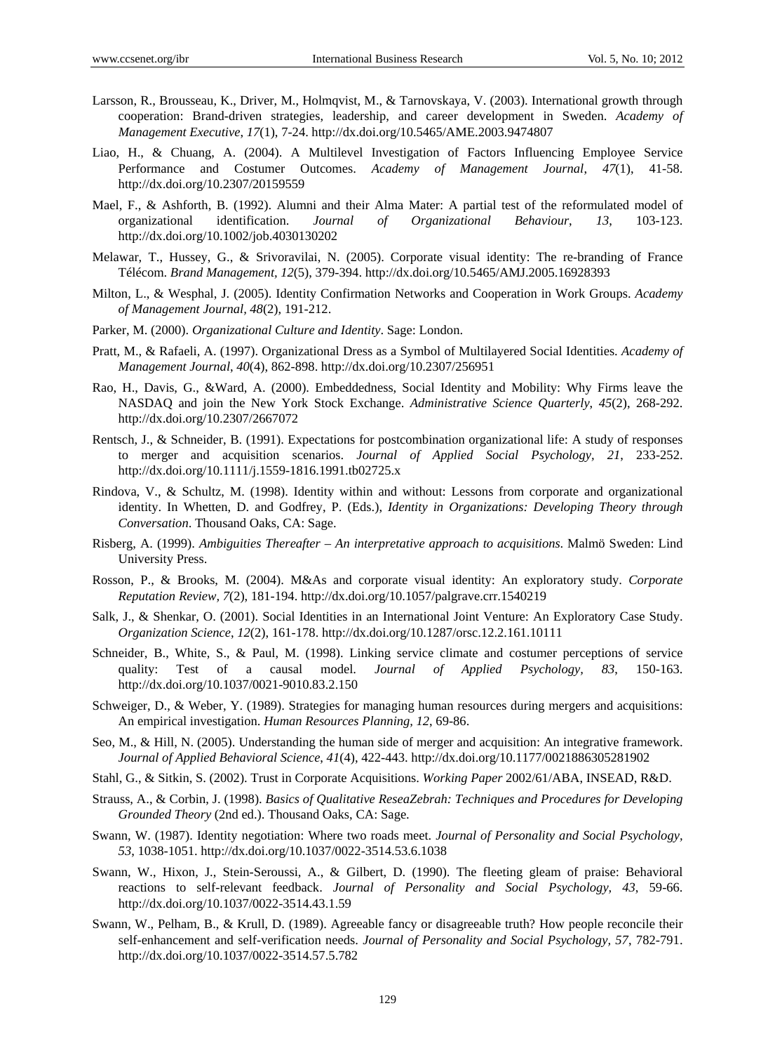Larsson, R., Brousseau, K., Driver, M., Holmqvist, M., & Tarnovskaya, V. (2003). International growth through cooperation: Brand-driven strategies, leadership, and career development in Sweden. *Academy of Management Executive, 17*(1), 7-24. http://dx.doi.org/10.5465/AME.2003.9474807

Liao, H., & Chuang, A. (2004). A Multilevel Investigation of Factors Influencing Employee Service Performance and Costumer Outcomes. *Academy of Management Journal*, *47*(1), 41-58. http://dx.doi.org/10.2307/20159559

Mael, F., & Ashforth, B. (1992). Alumni and their Alma Mater: A partial test of the reformulated model of organizational identification. *Journal of Organizational Behaviour*, *13*, 103-123. http://dx.doi.org/10.1002/job.4030130202

Melawar, T., Hussey, G., & Srivoravilai, N. (2005). Corporate visual identity: The re-branding of France Télécom. *Brand Management, 12*(5), 379-394. http://dx.doi.org/10.5465/AMJ.2005.16928393

Milton, L., & Wesphal, J. (2005). Identity Confirmation Networks and Cooperation in Work Groups. *Academy of Management Journal, 48*(2), 191-212.

Parker, M. (2000). *Organizational Culture and Identity*. Sage: London.

Pratt, M., & Rafaeli, A. (1997). Organizational Dress as a Symbol of Multilayered Social Identities. *Academy of Management Journal*, *40*(4), 862-898. http://dx.doi.org/10.2307/256951

Rao, H., Davis, G., &Ward, A. (2000). Embeddedness, Social Identity and Mobility: Why Firms leave the NASDAQ and join the New York Stock Exchange. *Administrative Science Quarterly, 45*(2), 268-292. http://dx.doi.org/10.2307/2667072

Rentsch, J., & Schneider, B. (1991). Expectations for postcombination organizational life: A study of responses to merger and acquisition scenarios. *Journal of Applied Social Psychology*, *21*, 233-252. http://dx.doi.org/10.1111/j.1559-1816.1991.tb02725.x

Rindova, V., & Schultz, M. (1998). Identity within and without: Lessons from corporate and organizational identity. In Whetten, D. and Godfrey, P. (Eds.), *Identity in Organizations: Developing Theory through Conversation*. Thousand Oaks, CA: Sage.

Risberg, A. (1999). *Ambiguities Thereafter – An interpretative approach to acquisitions*. Malmö Sweden: Lind University Press.

Rosson, P., & Brooks, M. (2004). M&As and corporate visual identity: An exploratory study. *Corporate Reputation Review, 7*(2), 181-194. http://dx.doi.org/10.1057/palgrave.crr.1540219

Salk, J., & Shenkar, O. (2001). Social Identities in an International Joint Venture: An Exploratory Case Study. *Organization Science*, *12*(2), 161-178. http://dx.doi.org/10.1287/orsc.12.2.161.10111

Schneider, B., White, S., & Paul, M. (1998). Linking service climate and costumer perceptions of service quality: Test of a causal model. *Journal of Applied Psychology, 83*, 150-163. http://dx.doi.org/10.1037/0021-9010.83.2.150

Schweiger, D., & Weber, Y. (1989). Strategies for managing human resources during mergers and acquisitions: An empirical investigation. *Human Resources Planning, 12*, 69-86.

Seo, M., & Hill, N. (2005). Understanding the human side of merger and acquisition: An integrative framework. *Journal of Applied Behavioral Science*, *41*(4), 422-443. http://dx.doi.org/10.1177/0021886305281902

Stahl, G., & Sitkin, S. (2002). Trust in Corporate Acquisitions. *Working Paper* 2002/61/ABA, INSEAD, R&D.

Strauss, A., & Corbin, J. (1998). *Basics of Qualitative ReseaZebrah: Techniques and Procedures for Developing Grounded Theory* (2nd ed.). Thousand Oaks, CA: Sage.

Swann, W. (1987). Identity negotiation: Where two roads meet. *Journal of Personality and Social Psychology, 53*, 1038-1051. http://dx.doi.org/10.1037/0022-3514.53.6.1038

Swann, W., Hixon, J., Stein-Seroussi, A., & Gilbert, D. (1990). The fleeting gleam of praise: Behavioral reactions to self-relevant feedback. *Journal of Personality and Social Psychology, 43*, 59-66. http://dx.doi.org/10.1037/0022-3514.43.1.59

Swann, W., Pelham, B., & Krull, D. (1989). Agreeable fancy or disagreeable truth? How people reconcile their self-enhancement and self-verification needs. *Journal of Personality and Social Psychology, 57*, 782-791. http://dx.doi.org/10.1037/0022-3514.57.5.782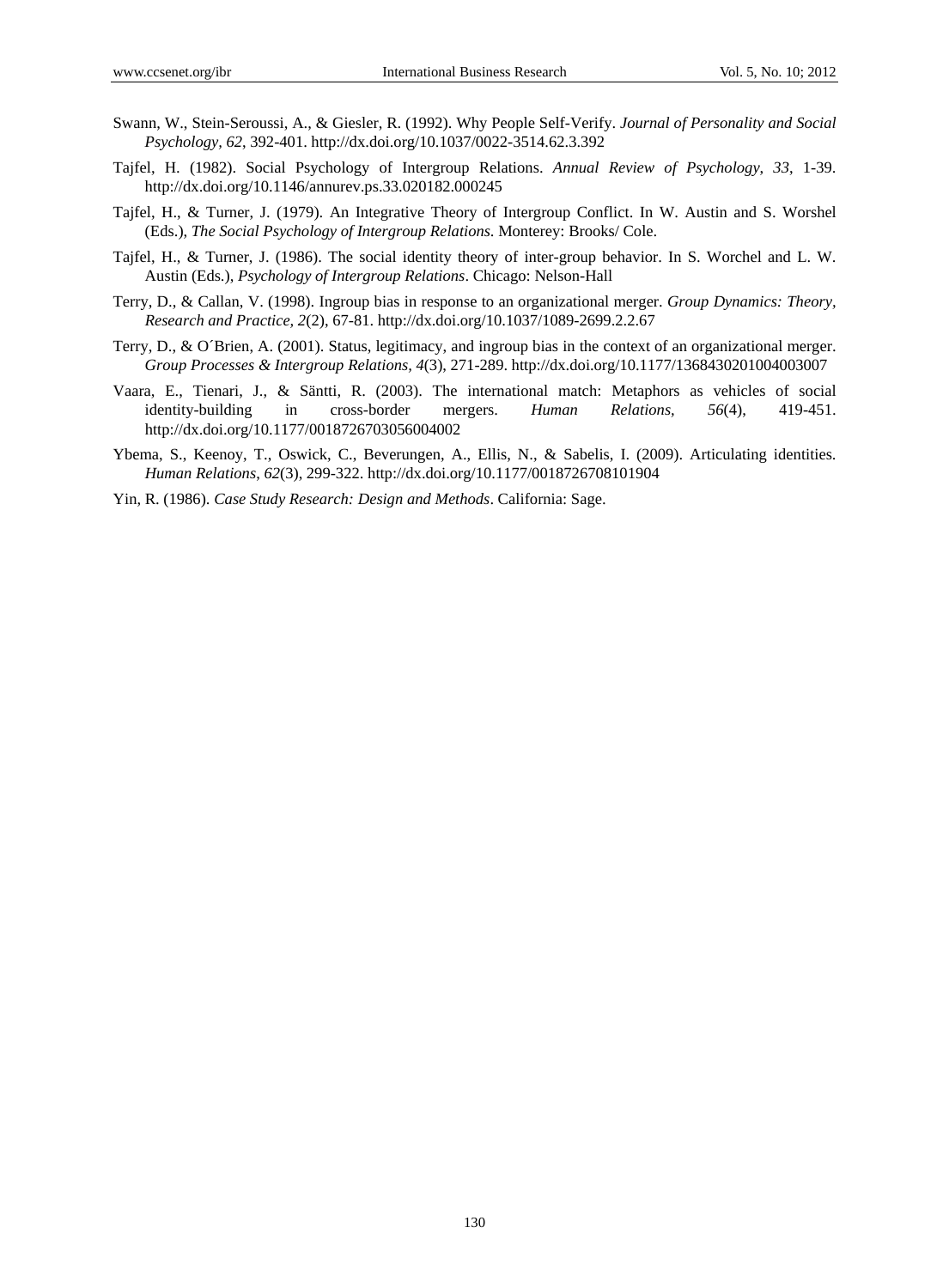Swann, W., Stein-Seroussi, A., & Giesler, R. (1992). Why People Self-Verify. *Journal of Personality and Social Psychology*, *62*, 392-401. http://dx.doi.org/10.1037/0022-3514.62.3.392

Tajfel, H. (1982). Social Psychology of Intergroup Relations. *Annual Review of Psychology*, *33*, 1-39. http://dx.doi.org/10.1146/annurev.ps.33.020182.000245

Tajfel, H., & Turner, J. (1979). An Integrative Theory of Intergroup Conflict. In W. Austin and S. Worshel (Eds.), *The Social Psychology of Intergroup Relations.* Monterey: Brooks/ Cole.

Tajfel, H., & Turner, J. (1986). The social identity theory of inter-group behavior. In S. Worchel and L. W. Austin (Eds.), *Psychology of Intergroup Relations*. Chicago: Nelson-Hall

Terry, D., & Callan, V. (1998). Ingroup bias in response to an organizational merger. *Group Dynamics: Theory, Research and Practice, 2*(2), 67-81. http://dx.doi.org/10.1037/1089-2699.2.2.67

Terry, D., & O´Brien, A. (2001). Status, legitimacy, and ingroup bias in the context of an organizational merger. *Group Processes & Intergroup Relations, 4*(3), 271-289. http://dx.doi.org/10.1177/1368430201004003007

Vaara, E., Tienari, J., & Säntti, R. (2003). The international match: Metaphors as vehicles of social identity-building in cross-border mergers. *Human Relations, 56*(4), 419-451. http://dx.doi.org/10.1177/0018726703056004002

Ybema, S., Keenoy, T., Oswick, C., Beverungen, A., Ellis, N., & Sabelis, I. (2009). Articulating identities. *Human Relations*, *62*(3), 299-322. http://dx.doi.org/10.1177/0018726708101904

Yin, R. (1986). *Case Study Research: Design and Methods*. California: Sage.